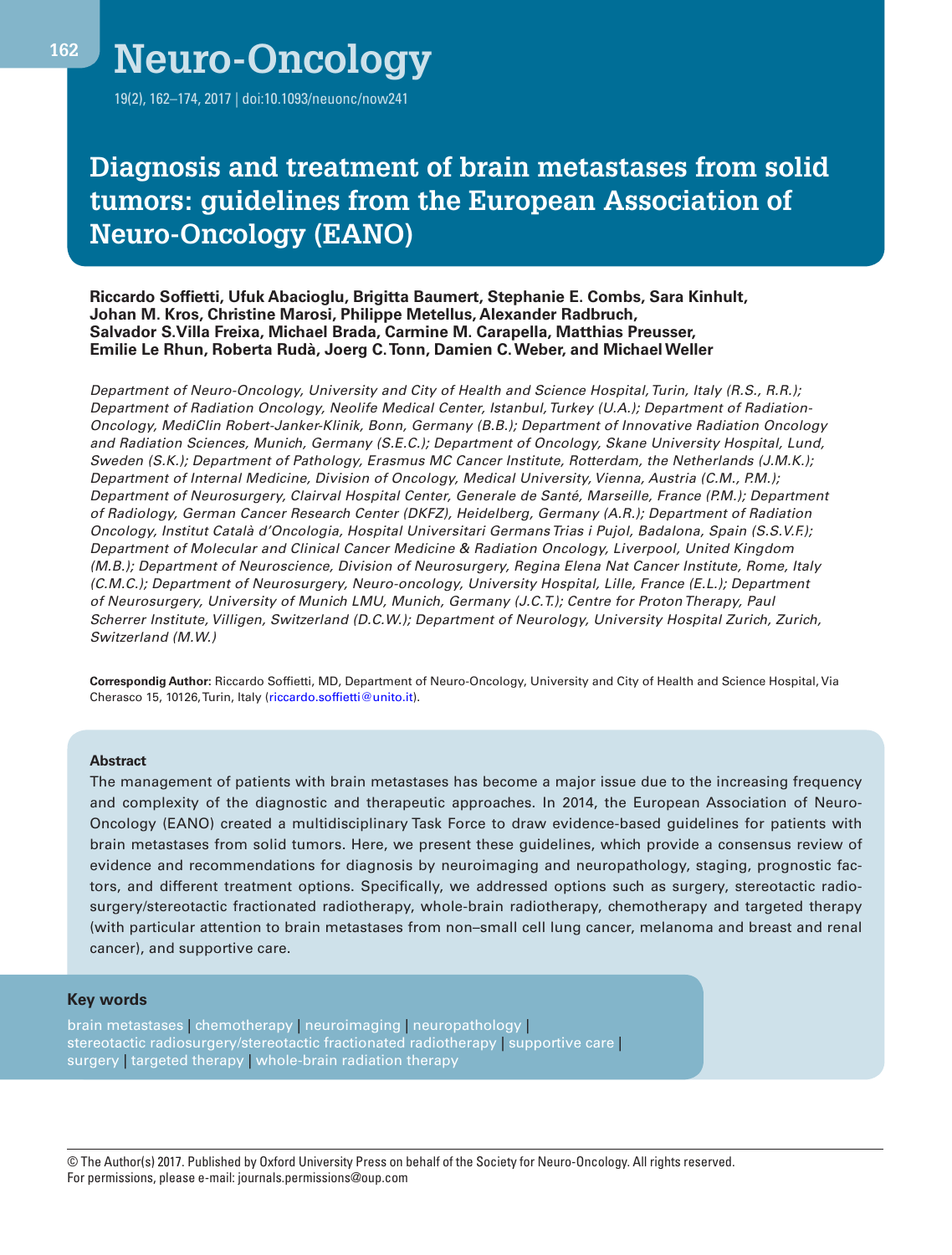# Diagnosis and treatment of brain metastases from solid tumors: guidelines from the European Association of Neuro-Oncology (EANO)

**Riccardo Soffietti, Ufuk Abacioglu, Brigitta Baumert, Stephanie E. Combs, Sara Kinhult, Johan M. Kros, Christine Marosi, Philippe Metellus, Alexander Radbruch, Salvador S.Villa Freixa, Michael Brada, Carmine M. Carapella, Matthias Preusser, Emilie Le Rhun, Roberta Rudà, Joerg C. Tonn, Damien C. Weber, and Michael Weller**

*Department of Neuro-Oncology, University and City of Health and Science Hospital, Turin, Italy (R.S., R.R.); Department of Radiation Oncology, Neolife Medical Center, Istanbul, Turkey (U.A.); Department of Radiation-Oncology, MediClin Robert-Janker-Klinik, Bonn, Germany (B.B.); Department of Innovative Radiation Oncology and Radiation Sciences, Munich, Germany (S.E.C.); Department of Oncology, Skane University Hospital, Lund, Sweden (S.K.); Department of Pathology, Erasmus MC Cancer Institute, Rotterdam, the Netherlands (J.M.K.); Department of Internal Medicine, Division of Oncology, Medical University, Vienna, Austria (C.M., P.M.); Department of Neurosurgery, Clairval Hospital Center, Generale de Santé, Marseille, France (P.M.); Department of Radiology, German Cancer Research Center (DKFZ), Heidelberg, Germany (A.R.); Department of Radiation Oncology, Institut Català d'Oncologia, Hospital Universitari Germans Trias i Pujol, Badalona, Spain (S.S.V.F.); Department of Molecular and Clinical Cancer Medicine & Radiation Oncology, Liverpool, United Kingdom (M.B.); Department of Neuroscience, Division of Neurosurgery, Regina Elena Nat Cancer Institute, Rome, Italy (C.M.C.); Department of Neurosurgery, Neuro-oncology, University Hospital, Lille, France (E.L.); Department of Neurosurgery, University of Munich LMU, Munich, Germany (J.C.T.); Centre for Proton Therapy, Paul Scherrer Institute, Villigen, Switzerland (D.C.W.); Department of Neurology, University Hospital Zurich, Zurich, Switzerland (M.W.)*

**Correspondig Author:** Riccardo Soffietti, MD, Department of Neuro-Oncology, University and City of Health and Science Hospital, Via Cherasco 15, 10126, Turin, Italy (riccardo.soffietti@unito.it).

## Abstract

The management of patients with brain metastases has become a major issue due to the increasing frequency and complexity of the diagnostic and therapeutic approaches. In 2014, the European Association of Neuro-Oncology (EANO) created a multidisciplinary Task Force to draw evidence-based guidelines for patients with brain metastases from solid tumors. Here, we present these guidelines, which provide a consensus review of evidence and recommendations for diagnosis by neuroimaging and neuropathology, staging, prognostic factors, and different treatment options. Specifically, we addressed options such as surgery, stereotactic radiosurgery/stereotactic fractionated radiotherapy, whole-brain radiotherapy, chemotherapy and targeted therapy (with particular attention to brain metastases from non–small cell lung cancer, melanoma and breast and renal cancer), and supportive care.

## Key words

brain metastases | chemotherapy | neuroimaging | neuropathology | stereotactic radiosurgery/stereotactic fractionated radiotherapy | supportive care | surgery | targeted therapy | whole-brain radiation therapy

© The Author(s) 2017. Published by Oxford University Press on behalf of the Society for Neuro-Oncology. All rights reserved.
For permissions, please e-mail: journals.permissions@oup.com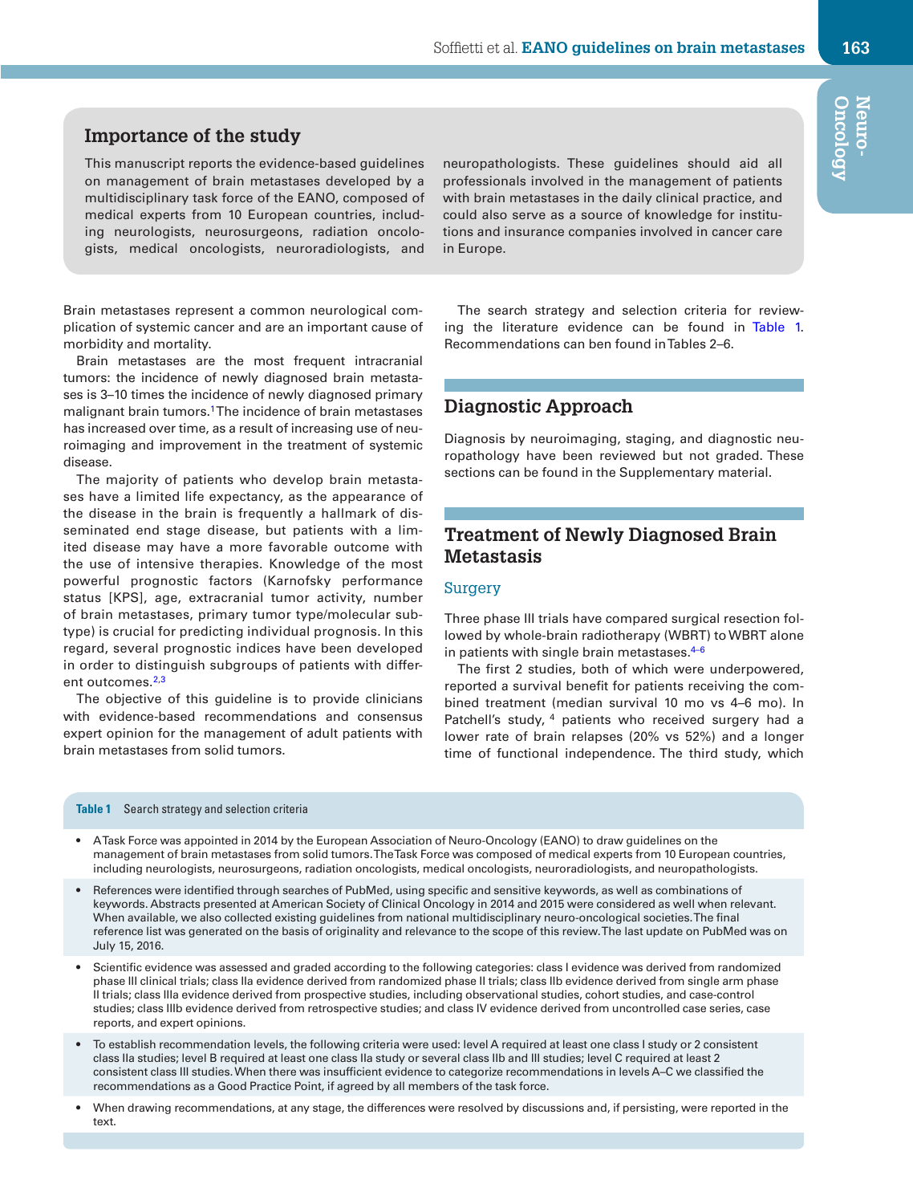## Importance of the study

This manuscript reports the evidence-based guidelines on management of brain metastases developed by a multidisciplinary task force of the EANO, composed of medical experts from 10 European countries, including neurologists, neurosurgeons, radiation oncologists, medical oncologists, neuroradiologists, and neuropathologists. These guidelines should aid all professionals involved in the management of patients with brain metastases in the daily clinical practice, and could also serve as a source of knowledge for institutions and insurance companies involved in cancer care in Europe.

Brain metastases represent a common neurological complication of systemic cancer and are an important cause of morbidity and mortality.

Brain metastases are the most frequent intracranial tumors: the incidence of newly diagnosed brain metastases is 3–10 times the incidence of newly diagnosed primary malignant brain tumors.[1] The incidence of brain metastases has increased over time, as a result of increasing use of neuroimaging and improvement in the treatment of systemic disease.

The majority of patients who develop brain metastases have a limited life expectancy, as the appearance of the disease in the brain is frequently a hallmark of disseminated end stage disease, but patients with a limited disease may have a more favorable outcome with the use of intensive therapies. Knowledge of the most powerful prognostic factors (Karnofsky performance status [KPS], age, extracranial tumor activity, number of brain metastases, primary tumor type/molecular subtype) is crucial for predicting individual prognosis. In this regard, several prognostic indices have been developed in order to distinguish subgroups of patients with different outcomes.[2,3]

The objective of this guideline is to provide clinicians with evidence-based recommendations and consensus expert opinion for the management of adult patients with brain metastases from solid tumors.

The search strategy and selection criteria for reviewing the literature evidence can be found in Table 1. Recommendations can ben found in Tables 2–6.

## Diagnostic Approach

Diagnosis by neuroimaging, staging, and diagnostic neuropathology have been reviewed but not graded. These sections can be found in the Supplementary material.

## Treatment of Newly Diagnosed Brain Metastasis

### Surgery

Three phase III trials have compared surgical resection followed by whole-brain radiotherapy (WBRT) to WBRT alone in patients with single brain metastases.[4–6]

The first 2 studies, both of which were underpowered, reported a survival benefit for patients receiving the combined treatment (median survival 10 mo vs 4–6 mo). In Patchell's study,[4] patients who received surgery had a lower rate of brain relapses (20% vs 52%) and a longer time of functional independence. The third study, which

**Table 1** Search strategy and selection criteria

- A Task Force was appointed in 2014 by the European Association of Neuro-Oncology (EANO) to draw guidelines on the management of brain metastases from solid tumors. The Task Force was composed of medical experts from 10 European countries, including neurologists, neurosurgeons, radiation oncologists, medical oncologists, neuroradiologists, and neuropathologists.
- References were identified through searches of PubMed, using specific and sensitive keywords, as well as combinations of keywords. Abstracts presented at American Society of Clinical Oncology in 2014 and 2015 were considered as well when relevant. When available, we also collected existing guidelines from national multidisciplinary neuro-oncological societies. The final reference list was generated on the basis of originality and relevance to the scope of this review. The last update on PubMed was on July 15, 2016.
- Scientific evidence was assessed and graded according to the following categories: class I evidence was derived from randomized phase III clinical trials; class IIa evidence derived from randomized phase II trials; class IIb evidence derived from single arm phase II trials; class IIIa evidence derived from prospective studies, including observational studies, cohort studies, and case-control studies; class IIIb evidence derived from retrospective studies; and class IV evidence derived from uncontrolled case series, case reports, and expert opinions.
- To establish recommendation levels, the following criteria were used: level A required at least one class I study or 2 consistent class IIa studies; level B required at least one class IIa study or several class IIb and III studies; level C required at least 2 consistent class III studies. When there was insufficient evidence to categorize recommendations in levels A–C we classified the recommendations as a Good Practice Point, if agreed by all members of the task force.
- When drawing recommendations, at any stage, the differences were resolved by discussions and, if persisting, were reported in the text.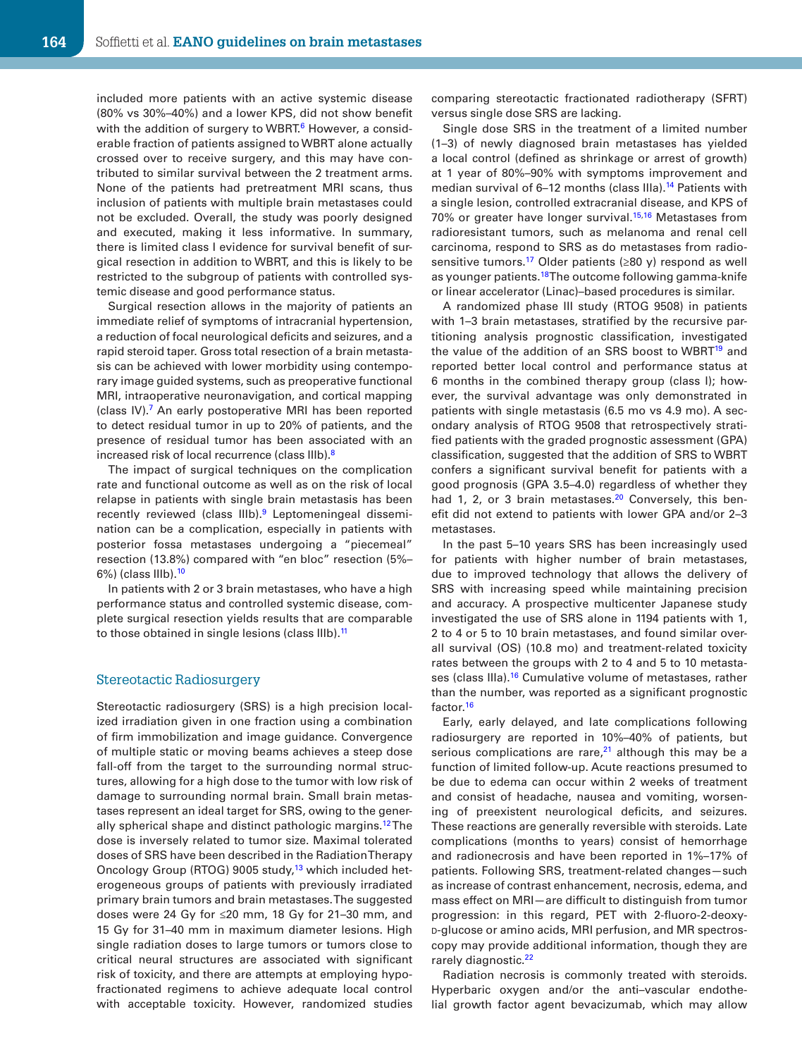included more patients with an active systemic disease (80% vs 30%–40%) and a lower KPS, did not show benefit with the addition of surgery to WBRT.[6] However, a considerable fraction of patients assigned to WBRT alone actually crossed over to receive surgery, and this may have contributed to similar survival between the 2 treatment arms. None of the patients had pretreatment MRI scans, thus inclusion of patients with multiple brain metastases could not be excluded. Overall, the study was poorly designed and executed, making it less informative. In summary, there is limited class I evidence for survival benefit of surgical resection in addition to WBRT, and this is likely to be restricted to the subgroup of patients with controlled systemic disease and good performance status.

Surgical resection allows in the majority of patients an immediate relief of symptoms of intracranial hypertension, a reduction of focal neurological deficits and seizures, and a rapid steroid taper. Gross total resection of a brain metastasis can be achieved with lower morbidity using contemporary image guided systems, such as preoperative functional MRI, intraoperative neuronavigation, and cortical mapping (class IV).[7] An early postoperative MRI has been reported to detect residual tumor in up to 20% of patients, and the presence of residual tumor has been associated with an increased risk of local recurrence (class IIIb).[8]

The impact of surgical techniques on the complication rate and functional outcome as well as on the risk of local relapse in patients with single brain metastasis has been recently reviewed (class IIIb).[9] Leptomeningeal dissemination can be a complication, especially in patients with posterior fossa metastases undergoing a "piecemeal" resection (13.8%) compared with "en bloc" resection (5%–6%) (class IIIb).[10]

In patients with 2 or 3 brain metastases, who have a high performance status and controlled systemic disease, complete surgical resection yields results that are comparable to those obtained in single lesions (class IIIb).[11]

## Stereotactic Radiosurgery

Stereotactic radiosurgery (SRS) is a high precision localized irradiation given in one fraction using a combination of firm immobilization and image guidance. Convergence of multiple static or moving beams achieves a steep dose fall-off from the target to the surrounding normal structures, allowing for a high dose to the tumor with low risk of damage to surrounding normal brain. Small brain metastases represent an ideal target for SRS, owing to the generally spherical shape and distinct pathologic margins.[12] The dose is inversely related to tumor size. Maximal tolerated doses of SRS have been described in the Radiation Therapy Oncology Group (RTOG) 9005 study,[13] which included heterogeneous groups of patients with previously irradiated primary brain tumors and brain metastases. The suggested doses were 24 Gy for ≤20 mm, 18 Gy for 21–30 mm, and 15 Gy for 31–40 mm in maximum diameter lesions. High single radiation doses to large tumors or tumors close to critical neural structures are associated with significant risk of toxicity, and there are attempts at employing hypofractionated regimens to achieve adequate local control with acceptable toxicity. However, randomized studies comparing stereotactic fractionated radiotherapy (SFRT) versus single dose SRS are lacking.

Single dose SRS in the treatment of a limited number (1–3) of newly diagnosed brain metastases has yielded a local control (defined as shrinkage or arrest of growth) at 1 year of 80%–90% with symptoms improvement and median survival of 6–12 months (class IIIa).[14] Patients with a single lesion, controlled extracranial disease, and KPS of 70% or greater have longer survival.[15,16] Metastases from radioresistant tumors, such as melanoma and renal cell carcinoma, respond to SRS as do metastases from radiosensitive tumors.[17] Older patients (≥80 y) respond as well as younger patients.[18] The outcome following gamma-knife or linear accelerator (Linac)–based procedures is similar.

A randomized phase III study (RTOG 9508) in patients with 1–3 brain metastases, stratified by the recursive partitioning analysis prognostic classification, investigated the value of the addition of an SRS boost to WBRT[19] and reported better local control and performance status at 6 months in the combined therapy group (class I); however, the survival advantage was only demonstrated in patients with single metastasis (6.5 mo vs 4.9 mo). A secondary analysis of RTOG 9508 that retrospectively stratified patients with the graded prognostic assessment (GPA) classification, suggested that the addition of SRS to WBRT confers a significant survival benefit for patients with a good prognosis (GPA 3.5–4.0) regardless of whether they had 1, 2, or 3 brain metastases.[20] Conversely, this benefit did not extend to patients with lower GPA and/or 2–3 metastases.

In the past 5–10 years SRS has been increasingly used for patients with higher number of brain metastases, due to improved technology that allows the delivery of SRS with increasing speed while maintaining precision and accuracy. A prospective multicenter Japanese study investigated the use of SRS alone in 1194 patients with 1, 2 to 4 or 5 to 10 brain metastases, and found similar overall survival (OS) (10.8 mo) and treatment-related toxicity rates between the groups with 2 to 4 and 5 to 10 metastases (class IIIa).[16] Cumulative volume of metastases, rather than the number, was reported as a significant prognostic factor.[16]

Early, early delayed, and late complications following radiosurgery are reported in 10%–40% of patients, but serious complications are rare,[21] although this may be a function of limited follow-up. Acute reactions presumed to be due to edema can occur within 2 weeks of treatment and consist of headache, nausea and vomiting, worsening of preexistent neurological deficits, and seizures. These reactions are generally reversible with steroids. Late complications (months to years) consist of hemorrhage and radionecrosis and have been reported in 1%–17% of patients. Following SRS, treatment-related changes—such as increase of contrast enhancement, necrosis, edema, and mass effect on MRI—are difficult to distinguish from tumor progression: in this regard, PET with 2-fluoro-2-deoxy-D-glucose or amino acids, MRI perfusion, and MR spectroscopy may provide additional information, though they are rarely diagnostic.[22]

Radiation necrosis is commonly treated with steroids. Hyperbaric oxygen and/or the anti–vascular endothelial growth factor agent bevacizumab, which may allow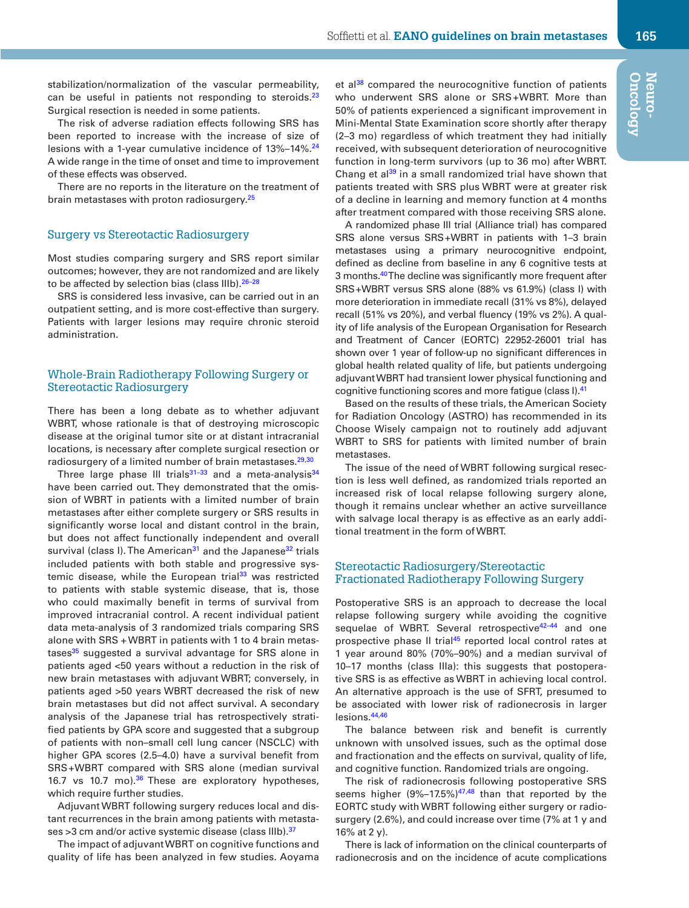stabilization/normalization of the vascular permeability, can be useful in patients not responding to steroids.[23] Surgical resection is needed in some patients.

The risk of adverse radiation effects following SRS has been reported to increase with the increase of size of lesions with a 1-year cumulative incidence of 13%–14%.[24] A wide range in the time of onset and time to improvement of these effects was observed.

There are no reports in the literature on the treatment of brain metastases with proton radiosurgery.[25]

## Surgery vs Stereotactic Radiosurgery

Most studies comparing surgery and SRS report similar outcomes; however, they are not randomized and are likely to be affected by selection bias (class IIIb).[26–28]

SRS is considered less invasive, can be carried out in an outpatient setting, and is more cost-effective than surgery. Patients with larger lesions may require chronic steroid administration.

## Whole-Brain Radiotherapy Following Surgery or Stereotactic Radiosurgery

There has been a long debate as to whether adjuvant WBRT, whose rationale is that of destroying microscopic disease at the original tumor site or at distant intracranial locations, is necessary after complete surgical resection or radiosurgery of a limited number of brain metastases.[29,30]

Three large phase III trials[31–33] and a meta-analysis[34] have been carried out. They demonstrated that the omission of WBRT in patients with a limited number of brain metastases after either complete surgery or SRS results in significantly worse local and distant control in the brain, but does not affect functionally independent and overall survival (class I). The American[31] and the Japanese[32] trials included patients with both stable and progressive systemic disease, while the European trial[33] was restricted to patients with stable systemic disease, that is, those who could maximally benefit in terms of survival from improved intracranial control. A recent individual patient data meta-analysis of 3 randomized trials comparing SRS alone with SRS + WBRT in patients with 1 to 4 brain metastases[35] suggested a survival advantage for SRS alone in patients aged <50 years without a reduction in the risk of new brain metastases with adjuvant WBRT; conversely, in patients aged >50 years WBRT decreased the risk of new brain metastases but did not affect survival. A secondary analysis of the Japanese trial has retrospectively stratified patients by GPA score and suggested that a subgroup of patients with non–small cell lung cancer (NSCLC) with higher GPA scores (2.5–4.0) have a survival benefit from SRS+WBRT compared with SRS alone (median survival 16.7 vs 10.7 mo).[36] These are exploratory hypotheses, which require further studies.

Adjuvant WBRT following surgery reduces local and distant recurrences in the brain among patients with metastases >3 cm and/or active systemic disease (class IIIb).[37]

The impact of adjuvant WBRT on cognitive functions and quality of life has been analyzed in few studies. Aoyama et al[38] compared the neurocognitive function of patients who underwent SRS alone or SRS+WBRT. More than 50% of patients experienced a significant improvement in Mini-Mental State Examination score shortly after therapy (2–3 mo) regardless of which treatment they had initially received, with subsequent deterioration of neurocognitive function in long-term survivors (up to 36 mo) after WBRT. Chang et al[39] in a small randomized trial have shown that patients treated with SRS plus WBRT were at greater risk of a decline in learning and memory function at 4 months after treatment compared with those receiving SRS alone.

A randomized phase III trial (Alliance trial) has compared SRS alone versus SRS+WBRT in patients with 1–3 brain metastases using a primary neurocognitive endpoint, defined as decline from baseline in any 6 cognitive tests at 3 months.[40] The decline was significantly more frequent after SRS+WBRT versus SRS alone (88% vs 61.9%) (class I) with more deterioration in immediate recall (31% vs 8%), delayed recall (51% vs 20%), and verbal fluency (19% vs 2%). A quality of life analysis of the European Organisation for Research and Treatment of Cancer (EORTC) 22952-26001 trial has shown over 1 year of follow-up no significant differences in global health related quality of life, but patients undergoing adjuvant WBRT had transient lower physical functioning and cognitive functioning scores and more fatigue (class I).[41]

Based on the results of these trials, the American Society for Radiation Oncology (ASTRO) has recommended in its Choose Wisely campaign not to routinely add adjuvant WBRT to SRS for patients with limited number of brain metastases.

The issue of the need of WBRT following surgical resection is less well defined, as randomized trials reported an increased risk of local relapse following surgery alone, though it remains unclear whether an active surveillance with salvage local therapy is as effective as an early additional treatment in the form of WBRT.

## Stereotactic Radiosurgery/Stereotactic Fractionated Radiotherapy Following Surgery

Postoperative SRS is an approach to decrease the local relapse following surgery while avoiding the cognitive sequelae of WBRT. Several retrospective[42–44] and one prospective phase II trial[45] reported local control rates at 1 year around 80% (70%–90%) and a median survival of 10–17 months (class IIIa): this suggests that postoperative SRS is as effective as WBRT in achieving local control. An alternative approach is the use of SFRT, presumed to be associated with lower risk of radionecrosis in larger lesions.[44,46]

The balance between risk and benefit is currently unknown with unsolved issues, such as the optimal dose and fractionation and the effects on survival, quality of life, and cognitive function. Randomized trials are ongoing.

The risk of radionecrosis following postoperative SRS seems higher (9%–17.5%)[47,48] than that reported by the EORTC study with WBRT following either surgery or radiosurgery (2.6%), and could increase over time (7% at 1 y and 16% at 2 y).

There is lack of information on the clinical counterparts of radionecrosis and on the incidence of acute complications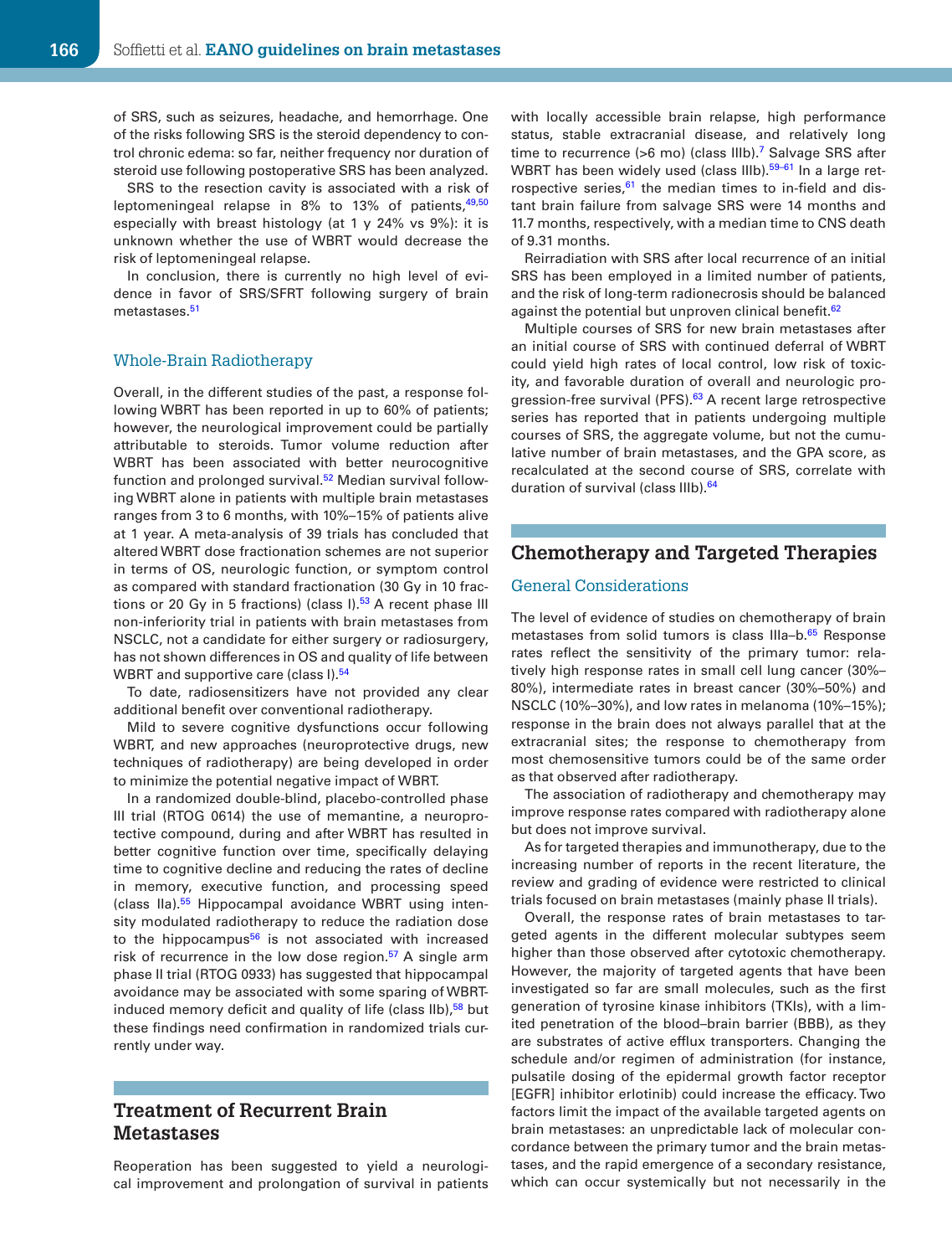of SRS, such as seizures, headache, and hemorrhage. One of the risks following SRS is the steroid dependency to control chronic edema: so far, neither frequency nor duration of steroid use following postoperative SRS has been analyzed.

SRS to the resection cavity is associated with a risk of leptomeningeal relapse in 8% to 13% of patients,[49,50] especially with breast histology (at 1 y 24% vs 9%): it is unknown whether the use of WBRT would decrease the risk of leptomeningeal relapse.

In conclusion, there is currently no high level of evidence in favor of SRS/SFRT following surgery of brain metastases.[51]

### Whole-Brain Radiotherapy

Overall, in the different studies of the past, a response following WBRT has been reported in up to 60% of patients; however, the neurological improvement could be partially attributable to steroids. Tumor volume reduction after WBRT has been associated with better neurocognitive function and prolonged survival.[52] Median survival following WBRT alone in patients with multiple brain metastases ranges from 3 to 6 months, with 10%–15% of patients alive at 1 year. A meta-analysis of 39 trials has concluded that altered WBRT dose fractionation schemes are not superior in terms of OS, neurologic function, or symptom control as compared with standard fractionation (30 Gy in 10 fractions or 20 Gy in 5 fractions) (class I).[53] A recent phase III non-inferiority trial in patients with brain metastases from NSCLC, not a candidate for either surgery or radiosurgery, has not shown differences in OS and quality of life between WBRT and supportive care (class I).[54]

To date, radiosensitizers have not provided any clear additional benefit over conventional radiotherapy.

Mild to severe cognitive dysfunctions occur following WBRT, and new approaches (neuroprotective drugs, new techniques of radiotherapy) are being developed in order to minimize the potential negative impact of WBRT.

In a randomized double-blind, placebo-controlled phase III trial (RTOG 0614) the use of memantine, a neuroprotective compound, during and after WBRT has resulted in better cognitive function over time, specifically delaying time to cognitive decline and reducing the rates of decline in memory, executive function, and processing speed (class IIa).[55] Hippocampal avoidance WBRT using intensity modulated radiotherapy to reduce the radiation dose to the hippocampus[56] is not associated with increased risk of recurrence in the low dose region.[57] A single arm phase II trial (RTOG 0933) has suggested that hippocampal avoidance may be associated with some sparing of WBRT-induced memory deficit and quality of life (class IIb),[58] but these findings need confirmation in randomized trials currently under way.

## Treatment of Recurrent Brain Metastases

Reoperation has been suggested to yield a neurological improvement and prolongation of survival in patients with locally accessible brain relapse, high performance status, stable extracranial disease, and relatively long time to recurrence (>6 mo) (class IIIb).[7] Salvage SRS after WBRT has been widely used (class IIIb).[59–61] In a large retrospective series,[61] the median times to in-field and distant brain failure from salvage SRS were 14 months and 11.7 months, respectively, with a median time to CNS death of 9.31 months.

Reirradiation with SRS after local recurrence of an initial SRS has been employed in a limited number of patients, and the risk of long-term radionecrosis should be balanced against the potential but unproven clinical benefit.[62]

Multiple courses of SRS for new brain metastases after an initial course of SRS with continued deferral of WBRT could yield high rates of local control, low risk of toxicity, and favorable duration of overall and neurologic progression-free survival (PFS).[63] A recent large retrospective series has reported that in patients undergoing multiple courses of SRS, the aggregate volume, but not the cumulative number of brain metastases, and the GPA score, as recalculated at the second course of SRS, correlate with duration of survival (class IIIb).[64]

## Chemotherapy and Targeted Therapies

### General Considerations

The level of evidence of studies on chemotherapy of brain metastases from solid tumors is class IIIa–b.[65] Response rates reflect the sensitivity of the primary tumor: relatively high response rates in small cell lung cancer (30%–80%), intermediate rates in breast cancer (30%–50%) and NSCLC (10%–30%), and low rates in melanoma (10%–15%); response in the brain does not always parallel that at the extracranial sites; the response to chemotherapy from most chemosensitive tumors could be of the same order as that observed after radiotherapy.

The association of radiotherapy and chemotherapy may improve response rates compared with radiotherapy alone but does not improve survival.

As for targeted therapies and immunotherapy, due to the increasing number of reports in the recent literature, the review and grading of evidence were restricted to clinical trials focused on brain metastases (mainly phase II trials).

Overall, the response rates of brain metastases to targeted agents in the different molecular subtypes seem higher than those observed after cytotoxic chemotherapy. However, the majority of targeted agents that have been investigated so far are small molecules, such as the first generation of tyrosine kinase inhibitors (TKIs), with a limited penetration of the blood–brain barrier (BBB), as they are substrates of active efflux transporters. Changing the schedule and/or regimen of administration (for instance, pulsatile dosing of the epidermal growth factor receptor [EGFR] inhibitor erlotinib) could increase the efficacy. Two factors limit the impact of the available targeted agents on brain metastases: an unpredictable lack of molecular concordance between the primary tumor and the brain metastases, and the rapid emergence of a secondary resistance, which can occur systemically but not necessarily in the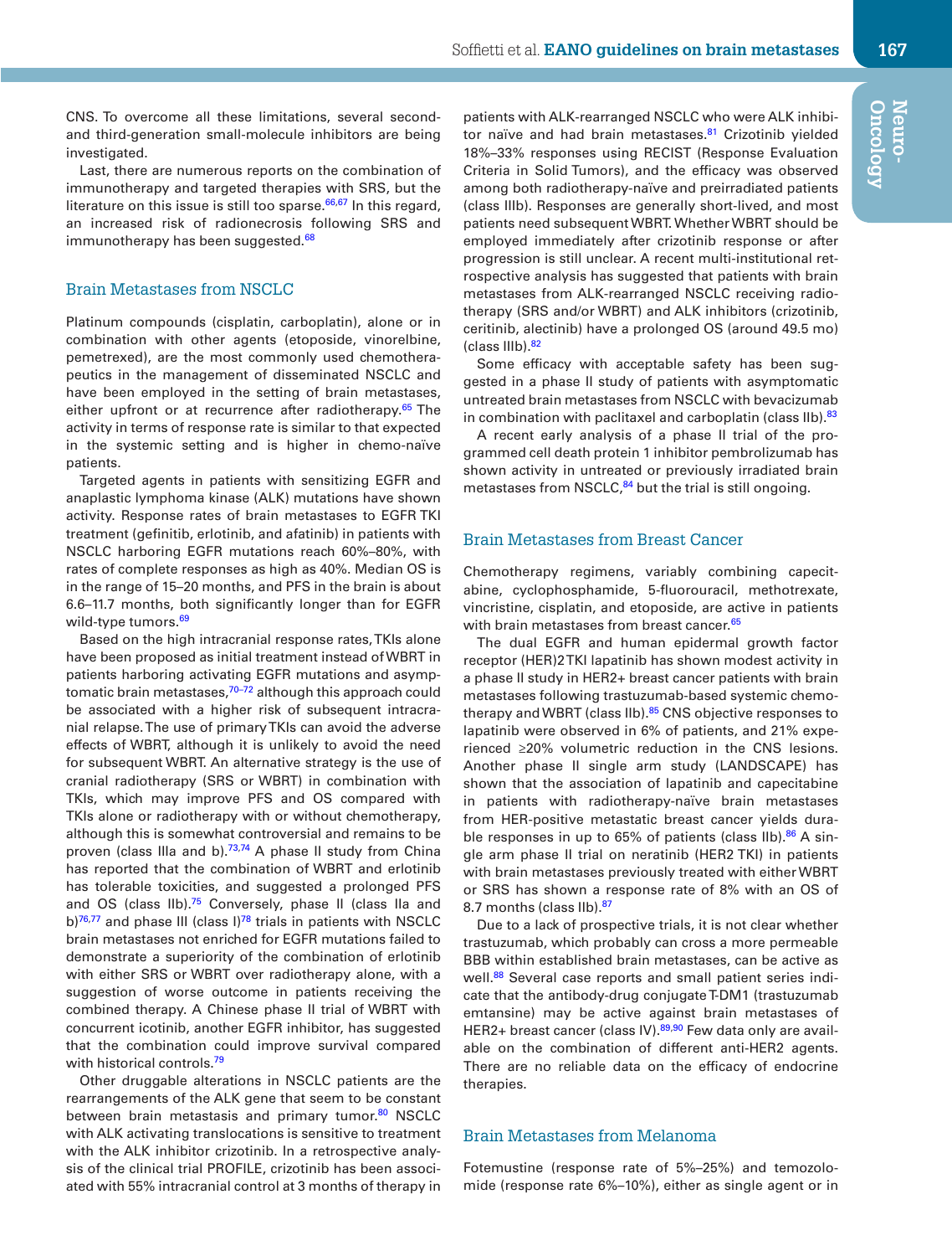CNS. To overcome all these limitations, several second- and third-generation small-molecule inhibitors are being investigated.

Last, there are numerous reports on the combination of immunotherapy and targeted therapies with SRS, but the literature on this issue is still too sparse.[66,67] In this regard, an increased risk of radionecrosis following SRS and immunotherapy has been suggested.[68]

## Brain Metastases from NSCLC

Platinum compounds (cisplatin, carboplatin), alone or in combination with other agents (etoposide, vinorelbine, pemetrexed), are the most commonly used chemotherapeutics in the management of disseminated NSCLC and have been employed in the setting of brain metastases, either upfront or at recurrence after radiotherapy.[65] The activity in terms of response rate is similar to that expected in the systemic setting and is higher in chemo-naïve patients.

Targeted agents in patients with sensitizing EGFR and anaplastic lymphoma kinase (ALK) mutations have shown activity. Response rates of brain metastases to EGFR TKI treatment (gefinitib, erlotinib, and afatinib) in patients with NSCLC harboring EGFR mutations reach 60%–80%, with rates of complete responses as high as 40%. Median OS is in the range of 15–20 months, and PFS in the brain is about 6.6–11.7 months, both significantly longer than for EGFR wild-type tumors.[69]

Based on the high intracranial response rates, TKIs alone have been proposed as initial treatment instead of WBRT in patients harboring activating EGFR mutations and asymptomatic brain metastases,[70–72] although this approach could be associated with a higher risk of subsequent intracranial relapse. The use of primary TKIs can avoid the adverse effects of WBRT, although it is unlikely to avoid the need for subsequent WBRT. An alternative strategy is the use of cranial radiotherapy (SRS or WBRT) in combination with TKIs, which may improve PFS and OS compared with TKIs alone or radiotherapy with or without chemotherapy, although this is somewhat controversial and remains to be proven (class IIIa and b).[73,74] A phase II study from China has reported that the combination of WBRT and erlotinib has tolerable toxicities, and suggested a prolonged PFS and OS (class IIb).[75] Conversely, phase II (class IIa and b)[76,77] and phase III (class I)[78] trials in patients with NSCLC brain metastases not enriched for EGFR mutations failed to demonstrate a superiority of the combination of erlotinib with either SRS or WBRT over radiotherapy alone, with a suggestion of worse outcome in patients receiving the combined therapy. A Chinese phase II trial of WBRT with concurrent icotinib, another EGFR inhibitor, has suggested that the combination could improve survival compared with historical controls.[79]

Other druggable alterations in NSCLC patients are the rearrangements of the ALK gene that seem to be constant between brain metastasis and primary tumor.[80] NSCLC with ALK activating translocations is sensitive to treatment with the ALK inhibitor crizotinib. In a retrospective analysis of the clinical trial PROFILE, crizotinib has been associated with 55% intracranial control at 3 months of therapy in patients with ALK-rearranged NSCLC who were ALK inhibitor naïve and had brain metastases.[81] Crizotinib yielded 18%–33% responses using RECIST (Response Evaluation Criteria in Solid Tumors), and the efficacy was observed among both radiotherapy-naïve and preirradiated patients (class IIIb). Responses are generally short-lived, and most patients need subsequent WBRT. Whether WBRT should be employed immediately after crizotinib response or after progression is still unclear. A recent multi-institutional retrospective analysis has suggested that patients with brain metastases from ALK-rearranged NSCLC receiving radiotherapy (SRS and/or WBRT) and ALK inhibitors (crizotinib, ceritinib, alectinib) have a prolonged OS (around 49.5 mo) (class IIIb).[82]

Some efficacy with acceptable safety has been suggested in a phase II study of patients with asymptomatic untreated brain metastases from NSCLC with bevacizumab in combination with paclitaxel and carboplatin (class IIb).[83]

A recent early analysis of a phase II trial of the programmed cell death protein 1 inhibitor pembrolizumab has shown activity in untreated or previously irradiated brain metastases from NSCLC,[84] but the trial is still ongoing.

## Brain Metastases from Breast Cancer

Chemotherapy regimens, variably combining capecitabine, cyclophosphamide, 5-fluorouracil, methotrexate, vincristine, cisplatin, and etoposide, are active in patients with brain metastases from breast cancer.[65]

The dual EGFR and human epidermal growth factor receptor (HER)2 TKI lapatinib has shown modest activity in a phase II study in HER2+ breast cancer patients with brain metastases following trastuzumab-based systemic chemotherapy and WBRT (class IIb).[85] CNS objective responses to lapatinib were observed in 6% of patients, and 21% experienced ≥20% volumetric reduction in the CNS lesions. Another phase II single arm study (LANDSCAPE) has shown that the association of lapatinib and capecitabine in patients with radiotherapy-naïve brain metastases from HER-positive metastatic breast cancer yields durable responses in up to 65% of patients (class IIb).[86] A single arm phase II trial on neratinib (HER2 TKI) in patients with brain metastases previously treated with either WBRT or SRS has shown a response rate of 8% with an OS of 8.7 months (class IIb).[87]

Due to a lack of prospective trials, it is not clear whether trastuzumab, which probably can cross a more permeable BBB within established brain metastases, can be active as well.[88] Several case reports and small patient series indicate that the antibody-drug conjugate T-DM1 (trastuzumab emtansine) may be active against brain metastases of HER2+ breast cancer (class IV).[89,90] Few data only are available on the combination of different anti-HER2 agents. There are no reliable data on the efficacy of endocrine therapies.

## Brain Metastases from Melanoma

Fotemustine (response rate of 5%–25%) and temozolomide (response rate 6%–10%), either as single agent or in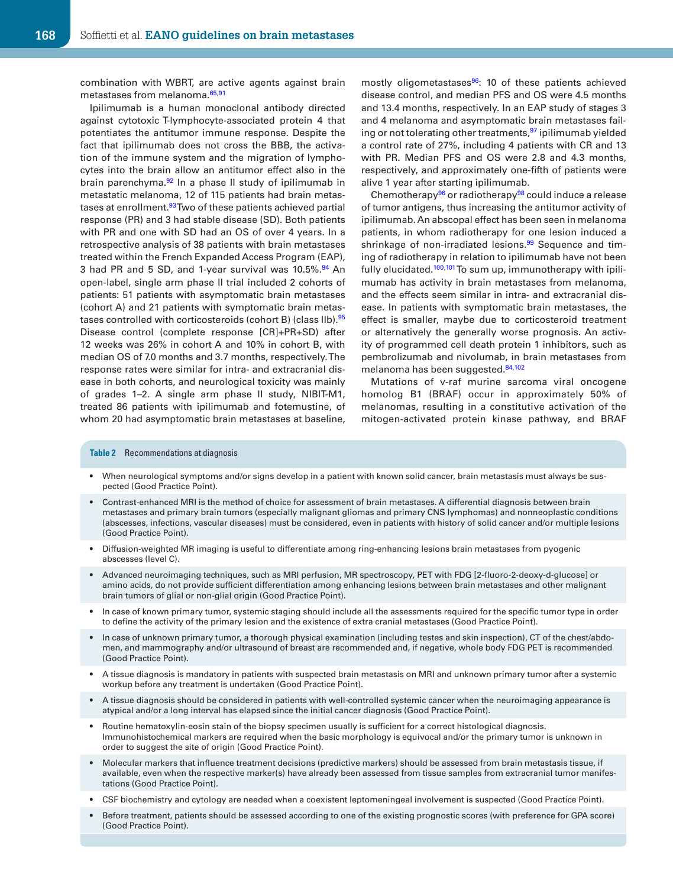combination with WBRT, are active agents against brain metastases from melanoma.[65,91]

Ipilimumab is a human monoclonal antibody directed against cytotoxic T-lymphocyte-associated protein 4 that potentiates the antitumor immune response. Despite the fact that ipilimumab does not cross the BBB, the activation of the immune system and the migration of lymphocytes into the brain allow an antitumor effect also in the brain parenchyma.[92] In a phase II study of ipilimumab in metastatic melanoma, 12 of 115 patients had brain metastases at enrollment.[93] Two of these patients achieved partial response (PR) and 3 had stable disease (SD). Both patients with PR and one with SD had an OS of over 4 years. In a retrospective analysis of 38 patients with brain metastases treated within the French Expanded Access Program (EAP), 3 had PR and 5 SD, and 1-year survival was 10.5%.[94] An open-label, single arm phase II trial included 2 cohorts of patients: 51 patients with asymptomatic brain metastases (cohort A) and 21 patients with symptomatic brain metastases controlled with corticosteroids (cohort B) (class IIb).[95] Disease control (complete response [CR]+PR+SD) after 12 weeks was 26% in cohort A and 10% in cohort B, with median OS of 7.0 months and 3.7 months, respectively. The response rates were similar for intra- and extracranial disease in both cohorts, and neurological toxicity was mainly of grades 1–2. A single arm phase II study, NIBIT-M1, treated 86 patients with ipilimumab and fotemustine, of whom 20 had asymptomatic brain metastases at baseline, mostly oligometastases[96]: 10 of these patients achieved disease control, and median PFS and OS were 4.5 months and 13.4 months, respectively. In an EAP study of stages 3 and 4 melanoma and asymptomatic brain metastases failing or not tolerating other treatments,[97] ipilimumab yielded a control rate of 27%, including 4 patients with CR and 13 with PR. Median PFS and OS were 2.8 and 4.3 months, respectively, and approximately one-fifth of patients were alive 1 year after starting ipilimumab.

Chemotherapy[96] or radiotherapy[98] could induce a release of tumor antigens, thus increasing the antitumor activity of ipilimumab. An abscopal effect has been seen in melanoma patients, in whom radiotherapy for one lesion induced a shrinkage of non-irradiated lesions.[99] Sequence and timing of radiotherapy in relation to ipilimumab have not been fully elucidated.[100,101] To sum up, immunotherapy with ipilimumab has activity in brain metastases from melanoma, and the effects seem similar in intra- and extracranial disease. In patients with symptomatic brain metastases, the effect is smaller, maybe due to corticosteroid treatment or alternatively the generally worse prognosis. An activity of programmed cell death protein 1 inhibitors, such as pembrolizumab and nivolumab, in brain metastases from melanoma has been suggested.[84,102]

Mutations of v-raf murine sarcoma viral oncogene homolog B1 (BRAF) occur in approximately 50% of melanomas, resulting in a constitutive activation of the mitogen-activated protein kinase pathway, and BRAF

**Table 2** Recommendations at diagnosis

- When neurological symptoms and/or signs develop in a patient with known solid cancer, brain metastasis must always be suspected (Good Practice Point).
- Contrast-enhanced MRI is the method of choice for assessment of brain metastases. A differential diagnosis between brain metastases and primary brain tumors (especially malignant gliomas and primary CNS lymphomas) and nonneoplastic conditions (abscesses, infections, vascular diseases) must be considered, even in patients with history of solid cancer and/or multiple lesions (Good Practice Point).
- Diffusion-weighted MR imaging is useful to differentiate among ring-enhancing lesions brain metastases from pyogenic abscesses (level C).
- Advanced neuroimaging techniques, such as MRI perfusion, MR spectroscopy, PET with FDG [2-fluoro-2-deoxy-d-glucose] or amino acids, do not provide sufficient differentiation among enhancing lesions between brain metastases and other malignant brain tumors of glial or non-glial origin (Good Practice Point).
- In case of known primary tumor, systemic staging should include all the assessments required for the specific tumor type in order to define the activity of the primary lesion and the existence of extra cranial metastases (Good Practice Point).
- In case of unknown primary tumor, a thorough physical examination (including testes and skin inspection), CT of the chest/abdomen, and mammography and/or ultrasound of breast are recommended and, if negative, whole body FDG PET is recommended (Good Practice Point).
- A tissue diagnosis is mandatory in patients with suspected brain metastasis on MRI and unknown primary tumor after a systemic workup before any treatment is undertaken (Good Practice Point).
- A tissue diagnosis should be considered in patients with well-controlled systemic cancer when the neuroimaging appearance is atypical and/or a long interval has elapsed since the initial cancer diagnosis (Good Practice Point).
- Routine hematoxylin-eosin stain of the biopsy specimen usually is sufficient for a correct histological diagnosis. Immunohistochemical markers are required when the basic morphology is equivocal and/or the primary tumor is unknown in order to suggest the site of origin (Good Practice Point).
- Molecular markers that influence treatment decisions (predictive markers) should be assessed from brain metastasis tissue, if available, even when the respective marker(s) have already been assessed from tissue samples from extracranial tumor manifestations (Good Practice Point).
- CSF biochemistry and cytology are needed when a coexistent leptomeningeal involvement is suspected (Good Practice Point).
- Before treatment, patients should be assessed according to one of the existing prognostic scores (with preference for GPA score) (Good Practice Point).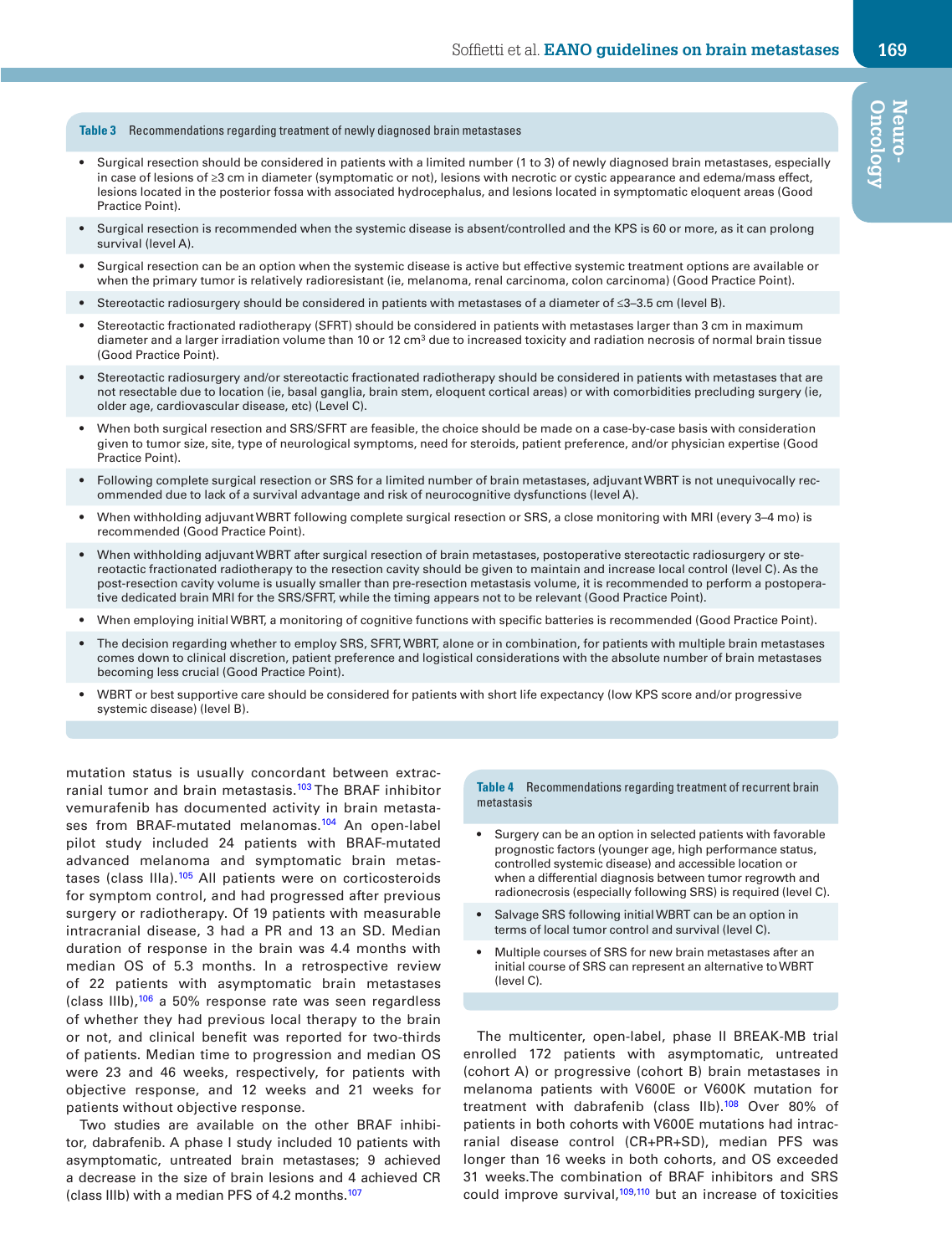**Table 3** Recommendations regarding treatment of newly diagnosed brain metastases

- Surgical resection should be considered in patients with a limited number (1 to 3) of newly diagnosed brain metastases, especially in case of lesions of ≥3 cm in diameter (symptomatic or not), lesions with necrotic or cystic appearance and edema/mass effect, lesions located in the posterior fossa with associated hydrocephalus, and lesions located in symptomatic eloquent areas (Good Practice Point).
- Surgical resection is recommended when the systemic disease is absent/controlled and the KPS is 60 or more, as it can prolong survival (level A).
- Surgical resection can be an option when the systemic disease is active but effective systemic treatment options are available or when the primary tumor is relatively radioresistant (ie, melanoma, renal carcinoma, colon carcinoma) (Good Practice Point).
- Stereotactic radiosurgery should be considered in patients with metastases of a diameter of ≤3–3.5 cm (level B).
- Stereotactic fractionated radiotherapy (SFRT) should be considered in patients with metastases larger than 3 cm in maximum diameter and a larger irradiation volume than 10 or 12 cm³ due to increased toxicity and radiation necrosis of normal brain tissue (Good Practice Point).
- Stereotactic radiosurgery and/or stereotactic fractionated radiotherapy should be considered in patients with metastases that are not resectable due to location (ie, basal ganglia, brain stem, eloquent cortical areas) or with comorbidities precluding surgery (ie, older age, cardiovascular disease, etc) (Level C).
- When both surgical resection and SRS/SFRT are feasible, the choice should be made on a case-by-case basis with consideration given to tumor size, site, type of neurological symptoms, need for steroids, patient preference, and/or physician expertise (Good Practice Point).
- Following complete surgical resection or SRS for a limited number of brain metastases, adjuvant WBRT is not unequivocally recommended due to lack of a survival advantage and risk of neurocognitive dysfunctions (level A).
- When withholding adjuvant WBRT following complete surgical resection or SRS, a close monitoring with MRI (every 3–4 mo) is recommended (Good Practice Point).
- When withholding adjuvant WBRT after surgical resection of brain metastases, postoperative stereotactic radiosurgery or stereotactic fractionated radiotherapy to the resection cavity should be given to maintain and increase local control (level C). As the post-resection cavity volume is usually smaller than pre-resection metastasis volume, it is recommended to perform a postoperative dedicated brain MRI for the SRS/SFRT, while the timing appears not to be relevant (Good Practice Point).
- When employing initial WBRT, a monitoring of cognitive functions with specific batteries is recommended (Good Practice Point).
- The decision regarding whether to employ SRS, SFRT, WBRT, alone or in combination, for patients with multiple brain metastases comes down to clinical discretion, patient preference and logistical considerations with the absolute number of brain metastases becoming less crucial (Good Practice Point).
- WBRT or best supportive care should be considered for patients with short life expectancy (low KPS score and/or progressive systemic disease) (level B).

mutation status is usually concordant between extracranial tumor and brain metastasis.[103] The BRAF inhibitor vemurafenib has documented activity in brain metastases from BRAF-mutated melanomas.[104] An open-label pilot study included 24 patients with BRAF-mutated advanced melanoma and symptomatic brain metastases (class IIIa).[105] All patients were on corticosteroids for symptom control, and had progressed after previous surgery or radiotherapy. Of 19 patients with measurable intracranial disease, 3 had a PR and 13 an SD. Median duration of response in the brain was 4.4 months with median OS of 5.3 months. In a retrospective review of 22 patients with asymptomatic brain metastases (class IIIb),[106] a 50% response rate was seen regardless of whether they had previous local therapy to the brain or not, and clinical benefit was reported for two-thirds of patients. Median time to progression and median OS were 23 and 46 weeks, respectively, for patients with objective response, and 12 weeks and 21 weeks for patients without objective response.

Two studies are available on the other BRAF inhibitor, dabrafenib. A phase I study included 10 patients with asymptomatic, untreated brain metastases; 9 achieved a decrease in the size of brain lesions and 4 achieved CR (class IIIb) with a median PFS of 4.2 months.[107]

**Table 4** Recommendations regarding treatment of recurrent brain metastasis

- Surgery can be an option in selected patients with favorable prognostic factors (younger age, high performance status, controlled systemic disease) and accessible location or when a differential diagnosis between tumor regrowth and radionecrosis (especially following SRS) is required (level C).
- Salvage SRS following initial WBRT can be an option in terms of local tumor control and survival (level C).
- Multiple courses of SRS for new brain metastases after an initial course of SRS can represent an alternative to WBRT (level C).

The multicenter, open-label, phase II BREAK-MB trial enrolled 172 patients with asymptomatic, untreated (cohort A) or progressive (cohort B) brain metastases in melanoma patients with V600E or V600K mutation for treatment with dabrafenib (class IIb).[108] Over 80% of patients in both cohorts with V600E mutations had intracranial disease control (CR+PR+SD), median PFS was longer than 16 weeks in both cohorts, and OS exceeded 31 weeks.The combination of BRAF inhibitors and SRS could improve survival,[109,110] but an increase of toxicities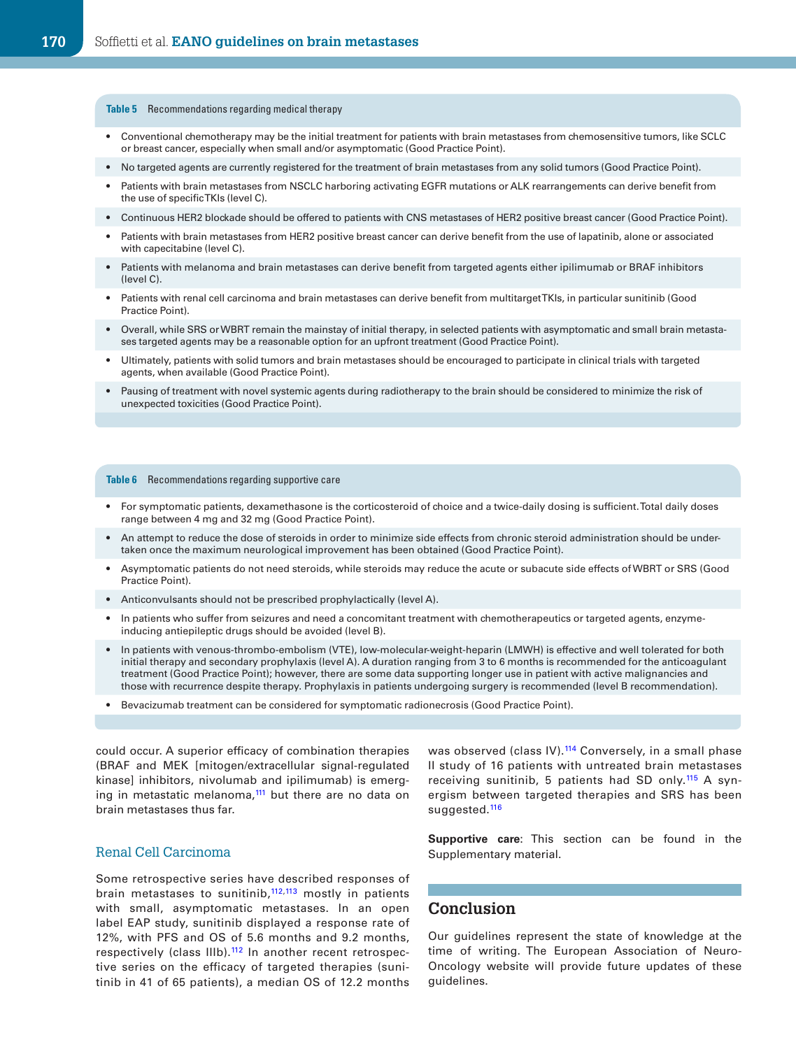**Table 5** Recommendations regarding medical therapy

- Conventional chemotherapy may be the initial treatment for patients with brain metastases from chemosensitive tumors, like SCLC or breast cancer, especially when small and/or asymptomatic (Good Practice Point).
- No targeted agents are currently registered for the treatment of brain metastases from any solid tumors (Good Practice Point).
- Patients with brain metastases from NSCLC harboring activating EGFR mutations or ALK rearrangements can derive benefit from the use of specific TKIs (level C).
- Continuous HER2 blockade should be offered to patients with CNS metastases of HER2 positive breast cancer (Good Practice Point).
- Patients with brain metastases from HER2 positive breast cancer can derive benefit from the use of lapatinib, alone or associated with capecitabine (level C).
- Patients with melanoma and brain metastases can derive benefit from targeted agents either ipilimumab or BRAF inhibitors (level C).
- Patients with renal cell carcinoma and brain metastases can derive benefit from multitarget TKIs, in particular sunitinib (Good Practice Point).
- Overall, while SRS or WBRT remain the mainstay of initial therapy, in selected patients with asymptomatic and small brain metastases targeted agents may be a reasonable option for an upfront treatment (Good Practice Point).
- Ultimately, patients with solid tumors and brain metastases should be encouraged to participate in clinical trials with targeted agents, when available (Good Practice Point).
- Pausing of treatment with novel systemic agents during radiotherapy to the brain should be considered to minimize the risk of unexpected toxicities (Good Practice Point).

**Table 6** Recommendations regarding supportive care

- For symptomatic patients, dexamethasone is the corticosteroid of choice and a twice-daily dosing is sufficient. Total daily doses range between 4 mg and 32 mg (Good Practice Point).
- An attempt to reduce the dose of steroids in order to minimize side effects from chronic steroid administration should be undertaken once the maximum neurological improvement has been obtained (Good Practice Point).
- Asymptomatic patients do not need steroids, while steroids may reduce the acute or subacute side effects of WBRT or SRS (Good Practice Point).
- Anticonvulsants should not be prescribed prophylactically (level A).
- In patients who suffer from seizures and need a concomitant treatment with chemotherapeutics or targeted agents, enzyme-inducing antiepileptic drugs should be avoided (level B).
- In patients with venous-thrombo-embolism (VTE), low-molecular-weight-heparin (LMWH) is effective and well tolerated for both initial therapy and secondary prophylaxis (level A). A duration ranging from 3 to 6 months is recommended for the anticoagulant treatment (Good Practice Point); however, there are some data supporting longer use in patient with active malignancies and those with recurrence despite therapy. Prophylaxis in patients undergoing surgery is recommended (level B recommendation).
- Bevacizumab treatment can be considered for symptomatic radionecrosis (Good Practice Point).

could occur. A superior efficacy of combination therapies (BRAF and MEK [mitogen/extracellular signal-regulated kinase] inhibitors, nivolumab and ipilimumab) is emerging in metastatic melanoma,[111] but there are no data on brain metastases thus far.

### Renal Cell Carcinoma

Some retrospective series have described responses of brain metastases to sunitinib,[112,113] mostly in patients with small, asymptomatic metastases. In an open label EAP study, sunitinib displayed a response rate of 12%, with PFS and OS of 5.6 months and 9.2 months, respectively (class IIIb).[112] In another recent retrospective series on the efficacy of targeted therapies (sunitinib in 41 of 65 patients), a median OS of 12.2 months was observed (class IV).[114] Conversely, in a small phase II study of 16 patients with untreated brain metastases receiving sunitinib, 5 patients had SD only.[115] A synergism between targeted therapies and SRS has been suggested.[116]

**Supportive care**: This section can be found in the Supplementary material.

## Conclusion

Our guidelines represent the state of knowledge at the time of writing. The European Association of Neuro-Oncology website will provide future updates of these guidelines.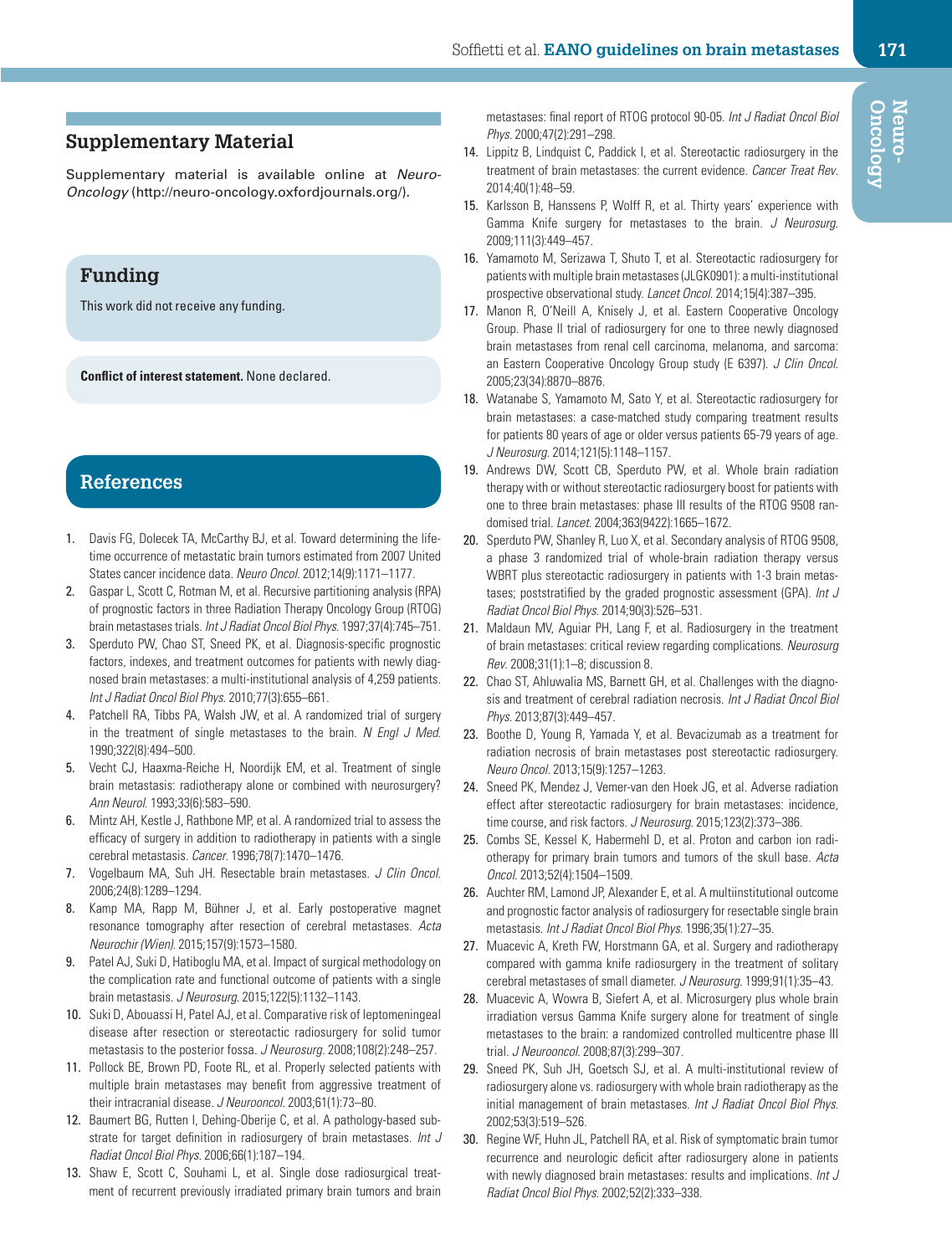## Supplementary Material

Supplementary material is available online at *Neuro-Oncology* (http://neuro-oncology.oxfordjournals.org/).

## Funding

This work did not receive any funding.

**Conflict of interest statement.** None declared.

## References

1. Davis FG, Dolecek TA, McCarthy BJ, et al. Toward determining the lifetime occurrence of metastatic brain tumors estimated from 2007 United States cancer incidence data. *Neuro Oncol.* 2012;14(9):1171–1177.
2. Gaspar L, Scott C, Rotman M, et al. Recursive partitioning analysis (RPA) of prognostic factors in three Radiation Therapy Oncology Group (RTOG) brain metastases trials. *Int J Radiat Oncol Biol Phys.* 1997;37(4):745–751.
3. Sperduto PW, Chao ST, Sneed PK, et al. Diagnosis-specific prognostic factors, indexes, and treatment outcomes for patients with newly diagnosed brain metastases: a multi-institutional analysis of 4,259 patients. *Int J Radiat Oncol Biol Phys.* 2010;77(3):655–661.
4. Patchell RA, Tibbs PA, Walsh JW, et al. A randomized trial of surgery in the treatment of single metastases to the brain. *N Engl J Med.* 1990;322(8):494–500.
5. Vecht CJ, Haaxma-Reiche H, Noordijk EM, et al. Treatment of single brain metastasis: radiotherapy alone or combined with neurosurgery? *Ann Neurol.* 1993;33(6):583–590.
6. Mintz AH, Kestle J, Rathbone MP, et al. A randomized trial to assess the efficacy of surgery in addition to radiotherapy in patients with a single cerebral metastasis. *Cancer.* 1996;78(7):1470–1476.
7. Vogelbaum MA, Suh JH. Resectable brain metastases. *J Clin Oncol.* 2006;24(8):1289–1294.
8. Kamp MA, Rapp M, Bühner J, et al. Early postoperative magnet resonance tomography after resection of cerebral metastases. *Acta Neurochir (Wien).* 2015;157(9):1573–1580.
9. Patel AJ, Suki D, Hatiboglu MA, et al. Impact of surgical methodology on the complication rate and functional outcome of patients with a single brain metastasis. *J Neurosurg.* 2015;122(5):1132–1143.
10. Suki D, Abouassi H, Patel AJ, et al. Comparative risk of leptomeningeal disease after resection or stereotactic radiosurgery for solid tumor metastasis to the posterior fossa. *J Neurosurg.* 2008;108(2):248–257.
11. Pollock BE, Brown PD, Foote RL, et al. Properly selected patients with multiple brain metastases may benefit from aggressive treatment of their intracranial disease. *J Neurooncol.* 2003;61(1):73–80.
12. Baumert BG, Rutten I, Dehing-Oberije C, et al. A pathology-based substrate for target definition in radiosurgery of brain metastases. *Int J Radiat Oncol Biol Phys.* 2006;66(1):187–194.
13. Shaw E, Scott C, Souhami L, et al. Single dose radiosurgical treatment of recurrent previously irradiated primary brain tumors and brain metastases: final report of RTOG protocol 90-05. *Int J Radiat Oncol Biol Phys.* 2000;47(2):291–298.
14. Lippitz B, Lindquist C, Paddick I, et al. Stereotactic radiosurgery in the treatment of brain metastases: the current evidence. *Cancer Treat Rev.* 2014;40(1):48–59.
15. Karlsson B, Hanssens P, Wolff R, et al. Thirty years' experience with Gamma Knife surgery for metastases to the brain. *J Neurosurg.* 2009;111(3):449–457.
16. Yamamoto M, Serizawa T, Shuto T, et al. Stereotactic radiosurgery for patients with multiple brain metastases (JLGK0901): a multi-institutional prospective observational study. *Lancet Oncol.* 2014;15(4):387–395.
17. Manon R, O'Neill A, Knisely J, et al. Eastern Cooperative Oncology Group. Phase II trial of radiosurgery for one to three newly diagnosed brain metastases from renal cell carcinoma, melanoma, and sarcoma: an Eastern Cooperative Oncology Group study (E 6397). *J Clin Oncol.* 2005;23(34):8870–8876.
18. Watanabe S, Yamamoto M, Sato Y, et al. Stereotactic radiosurgery for brain metastases: a case-matched study comparing treatment results for patients 80 years of age or older versus patients 65-79 years of age. *J Neurosurg.* 2014;121(5):1148–1157.
19. Andrews DW, Scott CB, Sperduto PW, et al. Whole brain radiation therapy with or without stereotactic radiosurgery boost for patients with one to three brain metastases: phase III results of the RTOG 9508 randomised trial. *Lancet.* 2004;363(9422):1665–1672.
20. Sperduto PW, Shanley R, Luo X, et al. Secondary analysis of RTOG 9508, a phase 3 randomized trial of whole-brain radiation therapy versus WBRT plus stereotactic radiosurgery in patients with 1-3 brain metastases; poststratified by the graded prognostic assessment (GPA). *Int J Radiat Oncol Biol Phys.* 2014;90(3):526–531.
21. Maldaun MV, Aguiar PH, Lang F, et al. Radiosurgery in the treatment of brain metastases: critical review regarding complications. *Neurosurg Rev.* 2008;31(1):1–8; discussion 8.
22. Chao ST, Ahluwalia MS, Barnett GH, et al. Challenges with the diagnosis and treatment of cerebral radiation necrosis. *Int J Radiat Oncol Biol Phys.* 2013;87(3):449–457.
23. Boothe D, Young R, Yamada Y, et al. Bevacizumab as a treatment for radiation necrosis of brain metastases post stereotactic radiosurgery. *Neuro Oncol.* 2013;15(9):1257–1263.
24. Sneed PK, Mendez J, Vemer-van den Hoek JG, et al. Adverse radiation effect after stereotactic radiosurgery for brain metastases: incidence, time course, and risk factors. *J Neurosurg.* 2015;123(2):373–386.
25. Combs SE, Kessel K, Habermehl D, et al. Proton and carbon ion radiotherapy for primary brain tumors and tumors of the skull base. *Acta Oncol.* 2013;52(4):1504–1509.
26. Auchter RM, Lamond JP, Alexander E, et al. A multiinstitutional outcome and prognostic factor analysis of radiosurgery for resectable single brain metastasis. *Int J Radiat Oncol Biol Phys.* 1996;35(1):27–35.
27. Muacevic A, Kreth FW, Horstmann GA, et al. Surgery and radiotherapy compared with gamma knife radiosurgery in the treatment of solitary cerebral metastases of small diameter. *J Neurosurg.* 1999;91(1):35–43.
28. Muacevic A, Wowra B, Siefert A, et al. Microsurgery plus whole brain irradiation versus Gamma Knife surgery alone for treatment of single metastases to the brain: a randomized controlled multicentre phase III trial. *J Neurooncol.* 2008;87(3):299–307.
29. Sneed PK, Suh JH, Goetsch SJ, et al. A multi-institutional review of radiosurgery alone vs. radiosurgery with whole brain radiotherapy as the initial management of brain metastases. *Int J Radiat Oncol Biol Phys.* 2002;53(3):519–526.
30. Regine WF, Huhn JL, Patchell RA, et al. Risk of symptomatic brain tumor recurrence and neurologic deficit after radiosurgery alone in patients with newly diagnosed brain metastases: results and implications. *Int J Radiat Oncol Biol Phys.* 2002;52(2):333–338.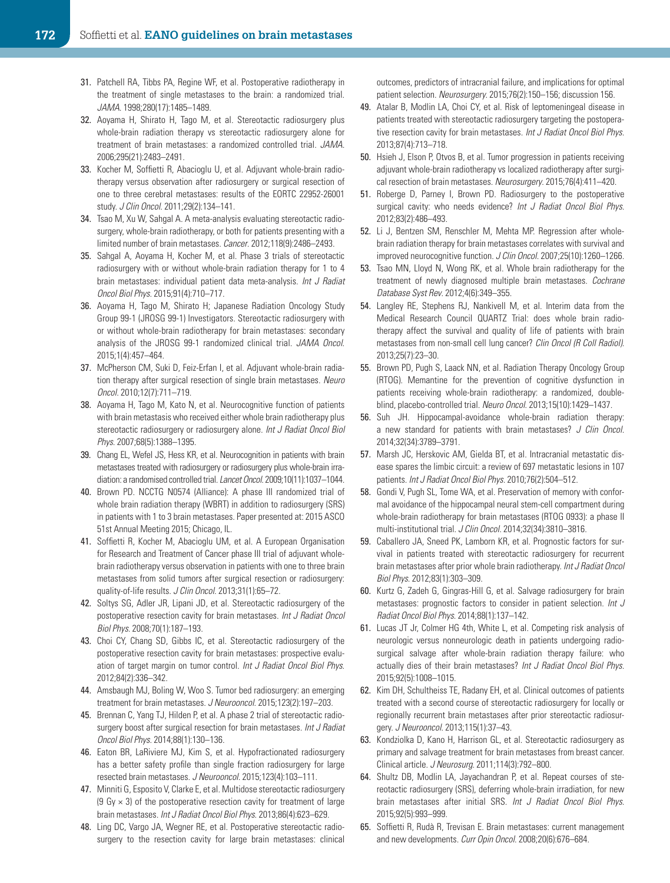31. Patchell RA, Tibbs PA, Regine WF, et al. Postoperative radiotherapy in the treatment of single metastases to the brain: a randomized trial. *JAMA*. 1998;280(17):1485–1489.
32. Aoyama H, Shirato H, Tago M, et al. Stereotactic radiosurgery plus whole-brain radiation therapy vs stereotactic radiosurgery alone for treatment of brain metastases: a randomized controlled trial. *JAMA*. 2006;295(21):2483–2491.
33. Kocher M, Soffietti R, Abacioglu U, et al. Adjuvant whole-brain radiotherapy versus observation after radiosurgery or surgical resection of one to three cerebral metastases: results of the EORTC 22952-26001 study. *J Clin Oncol*. 2011;29(2):134–141.
34. Tsao M, Xu W, Sahgal A. A meta-analysis evaluating stereotactic radiosurgery, whole-brain radiotherapy, or both for patients presenting with a limited number of brain metastases. *Cancer*. 2012;118(9):2486–2493.
35. Sahgal A, Aoyama H, Kocher M, et al. Phase 3 trials of stereotactic radiosurgery with or without whole-brain radiation therapy for 1 to 4 brain metastases: individual patient data meta-analysis. *Int J Radiat Oncol Biol Phys*. 2015;91(4):710–717.
36. Aoyama H, Tago M, Shirato H; Japanese Radiation Oncology Study Group 99-1 (JROSG 99-1) Investigators. Stereotactic radiosurgery with or without whole-brain radiotherapy for brain metastases: secondary analysis of the JROSG 99-1 randomized clinical trial. *JAMA Oncol*. 2015;1(4):457–464.
37. McPherson CM, Suki D, Feiz-Erfan I, et al. Adjuvant whole-brain radiation therapy after surgical resection of single brain metastases. *Neuro Oncol*. 2010;12(7):711–719.
38. Aoyama H, Tago M, Kato N, et al. Neurocognitive function of patients with brain metastasis who received either whole brain radiotherapy plus stereotactic radiosurgery or radiosurgery alone. *Int J Radiat Oncol Biol Phys*. 2007;68(5):1388–1395.
39. Chang EL, Wefel JS, Hess KR, et al. Neurocognition in patients with brain metastases treated with radiosurgery or radiosurgery plus whole-brain irradiation: a randomised controlled trial. *Lancet Oncol*. 2009;10(11):1037–1044.
40. Brown PD. NCCTG N0574 (Alliance): A phase III randomized trial of whole brain radiation therapy (WBRT) in addition to radiosurgery (SRS) in patients with 1 to 3 brain metastases. Paper presented at: 2015 ASCO 51st Annual Meeting 2015; Chicago, IL.
41. Soffietti R, Kocher M, Abacioglu UM, et al. A European Organisation for Research and Treatment of Cancer phase III trial of adjuvant whole-brain radiotherapy versus observation in patients with one to three brain metastases from solid tumors after surgical resection or radiosurgery: quality-of-life results. *J Clin Oncol*. 2013;31(1):65–72.
42. Soltys SG, Adler JR, Lipani JD, et al. Stereotactic radiosurgery of the postoperative resection cavity for brain metastases. *Int J Radiat Oncol Biol Phys*. 2008;70(1):187–193.
43. Choi CY, Chang SD, Gibbs IC, et al. Stereotactic radiosurgery of the postoperative resection cavity for brain metastases: prospective evaluation of target margin on tumor control. *Int J Radiat Oncol Biol Phys*. 2012;84(2):336–342.
44. Amsbaugh MJ, Boling W, Woo S. Tumor bed radiosurgery: an emerging treatment for brain metastases. *J Neurooncol*. 2015;123(2):197–203.
45. Brennan C, Yang TJ, Hilden P, et al. A phase 2 trial of stereotactic radiosurgery boost after surgical resection for brain metastases. *Int J Radiat Oncol Biol Phys*. 2014;88(1):130–136.
46. Eaton BR, LaRiviere MJ, Kim S, et al. Hypofractionated radiosurgery has a better safety profile than single fraction radiosurgery for large resected brain metastases. *J Neurooncol*. 2015;123(4):103–111.
47. Minniti G, Esposito V, Clarke E, et al. Multidose stereotactic radiosurgery (9 Gy × 3) of the postoperative resection cavity for treatment of large brain metastases. *Int J Radiat Oncol Biol Phys*. 2013;86(4):623–629.
48. Ling DC, Vargo JA, Wegner RE, et al. Postoperative stereotactic radiosurgery to the resection cavity for large brain metastases: clinical outcomes, predictors of intracranial failure, and implications for optimal patient selection. *Neurosurgery*. 2015;76(2):150–156; discussion 156.
49. Atalar B, Modlin LA, Choi CY, et al. Risk of leptomeningeal disease in patients treated with stereotactic radiosurgery targeting the postoperative resection cavity for brain metastases. *Int J Radiat Oncol Biol Phys*. 2013;87(4):713–718.
50. Hsieh J, Elson P, Otvos B, et al. Tumor progression in patients receiving adjuvant whole-brain radiotherapy vs localized radiotherapy after surgical resection of brain metastases. *Neurosurgery*. 2015;76(4):411–420.
51. Roberge D, Parney I, Brown PD. Radiosurgery to the postoperative surgical cavity: who needs evidence? *Int J Radiat Oncol Biol Phys*. 2012;83(2):486–493.
52. Li J, Bentzen SM, Renschler M, Mehta MP. Regression after whole-brain radiation therapy for brain metastases correlates with survival and improved neurocognitive function. *J Clin Oncol*. 2007;25(10):1260–1266.
53. Tsao MN, Lloyd N, Wong RK, et al. Whole brain radiotherapy for the treatment of newly diagnosed multiple brain metastases. *Cochrane Database Syst Rev*. 2012;4(6):349–355.
54. Langley RE, Stephens RJ, Nankivell M, et al. Interim data from the Medical Research Council QUARTZ Trial: does whole brain radiotherapy affect the survival and quality of life of patients with brain metastases from non-small cell lung cancer? *Clin Oncol (R Coll Radiol)*. 2013;25(7):23–30.
55. Brown PD, Pugh S, Laack NN, et al. Radiation Therapy Oncology Group (RTOG). Memantine for the prevention of cognitive dysfunction in patients receiving whole-brain radiotherapy: a randomized, double-blind, placebo-controlled trial. *Neuro Oncol*. 2013;15(10):1429–1437.
56. Suh JH. Hippocampal-avoidance whole-brain radiation therapy: a new standard for patients with brain metastases? *J Clin Oncol*. 2014;32(34):3789–3791.
57. Marsh JC, Herskovic AM, Gielda BT, et al. Intracranial metastatic disease spares the limbic circuit: a review of 697 metastatic lesions in 107 patients. *Int J Radiat Oncol Biol Phys*. 2010;76(2):504–512.
58. Gondi V, Pugh SL, Tome WA, et al. Preservation of memory with conformal avoidance of the hippocampal neural stem-cell compartment during whole-brain radiotherapy for brain metastases (RTOG 0933): a phase II multi-institutional trial. *J Clin Oncol*. 2014;32(34):3810–3816.
59. Caballero JA, Sneed PK, Lamborn KR, et al. Prognostic factors for survival in patients treated with stereotactic radiosurgery for recurrent brain metastases after prior whole brain radiotherapy. *Int J Radiat Oncol Biol Phys*. 2012;83(1):303–309.
60. Kurtz G, Zadeh G, Gingras-Hill G, et al. Salvage radiosurgery for brain metastases: prognostic factors to consider in patient selection. *Int J Radiat Oncol Biol Phys*. 2014;88(1):137–142.
61. Lucas JT Jr, Colmer HG 4th, White L, et al. Competing risk analysis of neurologic versus nonneurologic death in patients undergoing radiosurgical salvage after whole-brain radiation therapy failure: who actually dies of their brain metastases? *Int J Radiat Oncol Biol Phys*. 2015;92(5):1008–1015.
62. Kim DH, Schultheiss TE, Radany EH, et al. Clinical outcomes of patients treated with a second course of stereotactic radiosurgery for locally or regionally recurrent brain metastases after prior stereotactic radiosurgery. *J Neurooncol*. 2013;115(1):37–43.
63. Kondziolka D, Kano H, Harrison GL, et al. Stereotactic radiosurgery as primary and salvage treatment for brain metastases from breast cancer. Clinical article. *J Neurosurg*. 2011;114(3):792–800.
64. Shultz DB, Modlin LA, Jayachandran P, et al. Repeat courses of stereotactic radiosurgery (SRS), deferring whole-brain irradiation, for new brain metastases after initial SRS. *Int J Radiat Oncol Biol Phys*. 2015;92(5):993–999.
65. Soffietti R, Rudà R, Trevisan E. Brain metastases: current management and new developments. *Curr Opin Oncol*. 2008;20(6):676–684.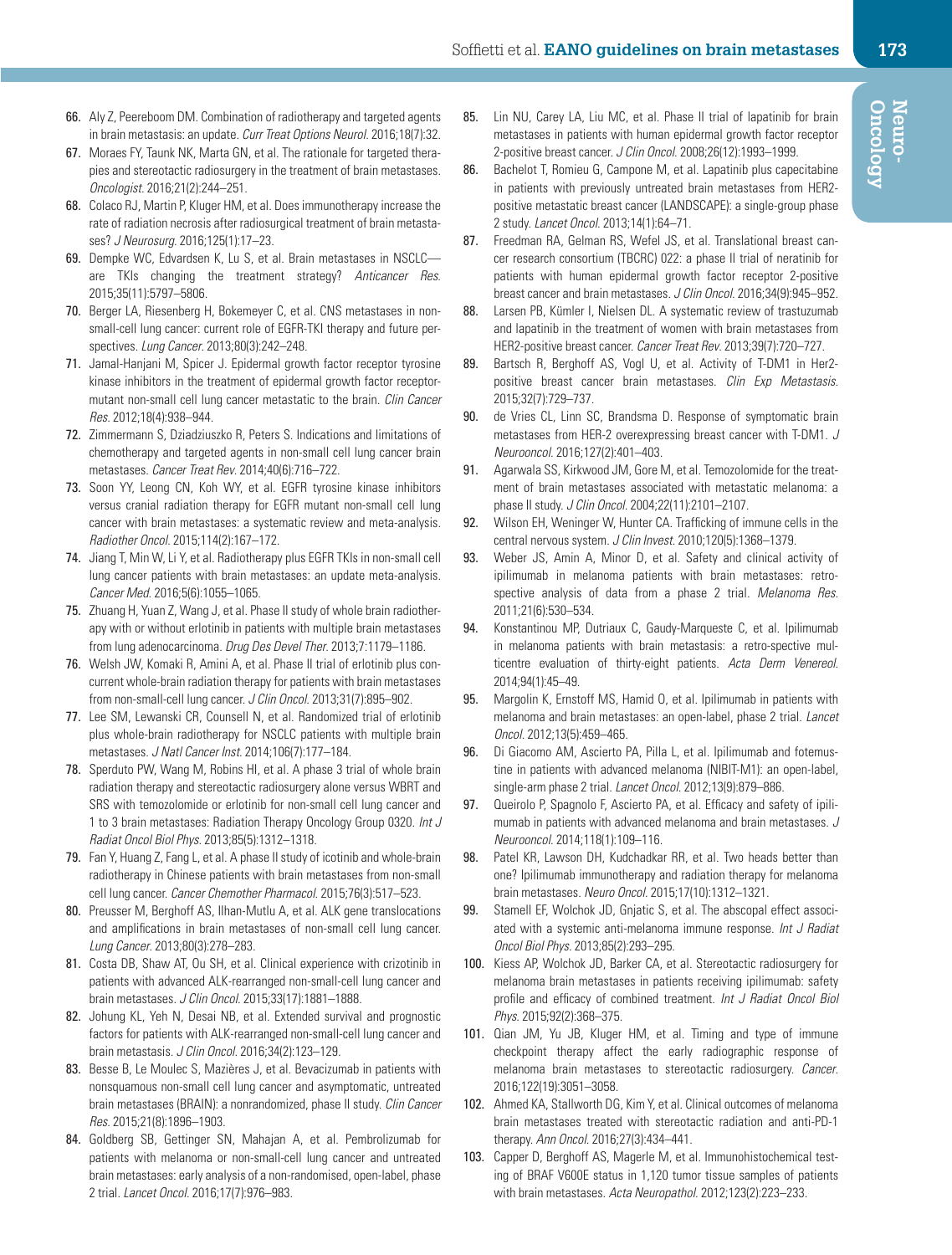66. Aly Z, Peereboom DM. Combination of radiotherapy and targeted agents in brain metastasis: an update. *Curr Treat Options Neurol.* 2016;18(7):32.
67. Moraes FY, Taunk NK, Marta GN, et al. The rationale for targeted therapies and stereotactic radiosurgery in the treatment of brain metastases. *Oncologist.* 2016;21(2):244–251.
68. Colaco RJ, Martin P, Kluger HM, et al. Does immunotherapy increase the rate of radiation necrosis after radiosurgical treatment of brain metastases? *J Neurosurg.* 2016;125(1):17–23.
69. Dempke WC, Edvardsen K, Lu S, et al. Brain metastases in NSCLC—are TKIs changing the treatment strategy? *Anticancer Res.* 2015;35(11):5797–5806.
70. Berger LA, Riesenberg H, Bokemeyer C, et al. CNS metastases in non-small-cell lung cancer: current role of EGFR-TKI therapy and future perspectives. *Lung Cancer.* 2013;80(3):242–248.
71. Jamal-Hanjani M, Spicer J. Epidermal growth factor receptor tyrosine kinase inhibitors in the treatment of epidermal growth factor receptor-mutant non-small cell lung cancer metastatic to the brain. *Clin Cancer Res.* 2012;18(4):938–944.
72. Zimmermann S, Dziadziuszko R, Peters S. Indications and limitations of chemotherapy and targeted agents in non-small cell lung cancer brain metastases. *Cancer Treat Rev.* 2014;40(6):716–722.
73. Soon YY, Leong CN, Koh WY, et al. EGFR tyrosine kinase inhibitors versus cranial radiation therapy for EGFR mutant non-small cell lung cancer with brain metastases: a systematic review and meta-analysis. *Radiother Oncol.* 2015;114(2):167–172.
74. Jiang T, Min W, Li Y, et al. Radiotherapy plus EGFR TKIs in non-small cell lung cancer patients with brain metastases: an update meta-analysis. *Cancer Med.* 2016;5(6):1055–1065.
75. Zhuang H, Yuan Z, Wang J, et al. Phase II study of whole brain radiotherapy with or without erlotinib in patients with multiple brain metastases from lung adenocarcinoma. *Drug Des Devel Ther.* 2013;7:1179–1186.
76. Welsh JW, Komaki R, Amini A, et al. Phase II trial of erlotinib plus concurrent whole-brain radiation therapy for patients with brain metastases from non-small-cell lung cancer. *J Clin Oncol.* 2013;31(7):895–902.
77. Lee SM, Lewanski CR, Counsell N, et al. Randomized trial of erlotinib plus whole-brain radiotherapy for NSCLC patients with multiple brain metastases. *J Natl Cancer Inst.* 2014;106(7):177–184.
78. Sperduto PW, Wang M, Robins HI, et al. A phase 3 trial of whole brain radiation therapy and stereotactic radiosurgery alone versus WBRT and SRS with temozolomide or erlotinib for non-small cell lung cancer and 1 to 3 brain metastases: Radiation Therapy Oncology Group 0320. *Int J Radiat Oncol Biol Phys.* 2013;85(5):1312–1318.
79. Fan Y, Huang Z, Fang L, et al. A phase II study of icotinib and whole-brain radiotherapy in Chinese patients with brain metastases from non-small cell lung cancer. *Cancer Chemother Pharmacol.* 2015;76(3):517–523.
80. Preusser M, Berghoff AS, Ilhan-Mutlu A, et al. ALK gene translocations and amplifications in brain metastases of non-small cell lung cancer. *Lung Cancer.* 2013;80(3):278–283.
81. Costa DB, Shaw AT, Ou SH, et al. Clinical experience with crizotinib in patients with advanced ALK-rearranged non-small-cell lung cancer and brain metastases. *J Clin Oncol.* 2015;33(17):1881–1888.
82. Johung KL, Yeh N, Desai NB, et al. Extended survival and prognostic factors for patients with ALK-rearranged non-small-cell lung cancer and brain metastasis. *J Clin Oncol.* 2016;34(2):123–129.
83. Besse B, Le Moulec S, Mazières J, et al. Bevacizumab in patients with nonsquamous non-small cell lung cancer and asymptomatic, untreated brain metastases (BRAIN): a nonrandomized, phase II study. *Clin Cancer Res.* 2015;21(8):1896–1903.
84. Goldberg SB, Gettinger SN, Mahajan A, et al. Pembrolizumab for patients with melanoma or non-small-cell lung cancer and untreated brain metastases: early analysis of a non-randomised, open-label, phase 2 trial. *Lancet Oncol.* 2016;17(7):976–983.
85. Lin NU, Carey LA, Liu MC, et al. Phase II trial of lapatinib for brain metastases in patients with human epidermal growth factor receptor 2-positive breast cancer. *J Clin Oncol.* 2008;26(12):1993–1999.
86. Bachelot T, Romieu G, Campone M, et al. Lapatinib plus capecitabine in patients with previously untreated brain metastases from HER2-positive metastatic breast cancer (LANDSCAPE): a single-group phase 2 study. *Lancet Oncol.* 2013;14(1):64–71.
87. Freedman RA, Gelman RS, Wefel JS, et al. Translational breast cancer research consortium (TBCRC) 022: a phase II trial of neratinib for patients with human epidermal growth factor receptor 2-positive breast cancer and brain metastases. *J Clin Oncol.* 2016;34(9):945–952.
88. Larsen PB, Kümler I, Nielsen DL. A systematic review of trastuzumab and lapatinib in the treatment of women with brain metastases from HER2-positive breast cancer. *Cancer Treat Rev.* 2013;39(7):720–727.
89. Bartsch R, Berghoff AS, Vogl U, et al. Activity of T-DM1 in Her2-positive breast cancer brain metastases. *Clin Exp Metastasis.* 2015;32(7):729–737.
90. de Vries CL, Linn SC, Brandsma D. Response of symptomatic brain metastases from HER-2 overexpressing breast cancer with T-DM1. *J Neurooncol.* 2016;127(2):401–403.
91. Agarwala SS, Kirkwood JM, Gore M, et al. Temozolomide for the treatment of brain metastases associated with metastatic melanoma: a phase II study. *J Clin Oncol.* 2004;22(11):2101–2107.
92. Wilson EH, Weninger W, Hunter CA. Trafficking of immune cells in the central nervous system. *J Clin Invest.* 2010;120(5):1368–1379.
93. Weber JS, Amin A, Minor D, et al. Safety and clinical activity of ipilimumab in melanoma patients with brain metastases: retrospective analysis of data from a phase 2 trial. *Melanoma Res.* 2011;21(6):530–534.
94. Konstantinou MP, Dutriaux C, Gaudy-Marqueste C, et al. Ipilimumab in melanoma patients with brain metastasis: a retro-spective multicentre evaluation of thirty-eight patients. *Acta Derm Venereol.* 2014;94(1):45–49.
95. Margolin K, Ernstoff MS, Hamid O, et al. Ipilimumab in patients with melanoma and brain metastases: an open-label, phase 2 trial. *Lancet Oncol.* 2012;13(5):459–465.
96. Di Giacomo AM, Ascierto PA, Pilla L, et al. Ipilimumab and fotemustine in patients with advanced melanoma (NIBIT-M1): an open-label, single-arm phase 2 trial. *Lancet Oncol.* 2012;13(9):879–886.
97. Queirolo P, Spagnolo F, Ascierto PA, et al. Efficacy and safety of ipilimumab in patients with advanced melanoma and brain metastases. *J Neurooncol.* 2014;118(1):109–116.
98. Patel KR, Lawson DH, Kudchadkar RR, et al. Two heads better than one? Ipilimumab immunotherapy and radiation therapy for melanoma brain metastases. *Neuro Oncol.* 2015;17(10):1312–1321.
99. Stamell EF, Wolchok JD, Gnjatic S, et al. The abscopal effect associated with a systemic anti-melanoma immune response. *Int J Radiat Oncol Biol Phys.* 2013;85(2):293–295.
100. Kiess AP, Wolchok JD, Barker CA, et al. Stereotactic radiosurgery for melanoma brain metastases in patients receiving ipilimumab: safety profile and efficacy of combined treatment. *Int J Radiat Oncol Biol Phys.* 2015;92(2):368–375.
101. Qian JM, Yu JB, Kluger HM, et al. Timing and type of immune checkpoint therapy affect the early radiographic response of melanoma brain metastases to stereotactic radiosurgery. *Cancer.* 2016;122(19):3051–3058.
102. Ahmed KA, Stallworth DG, Kim Y, et al. Clinical outcomes of melanoma brain metastases treated with stereotactic radiation and anti-PD-1 therapy. *Ann Oncol.* 2016;27(3):434–441.
103. Capper D, Berghoff AS, Magerle M, et al. Immunohistochemical testing of BRAF V600E status in 1,120 tumor tissue samples of patients with brain metastases. *Acta Neuropathol.* 2012;123(2):223–233.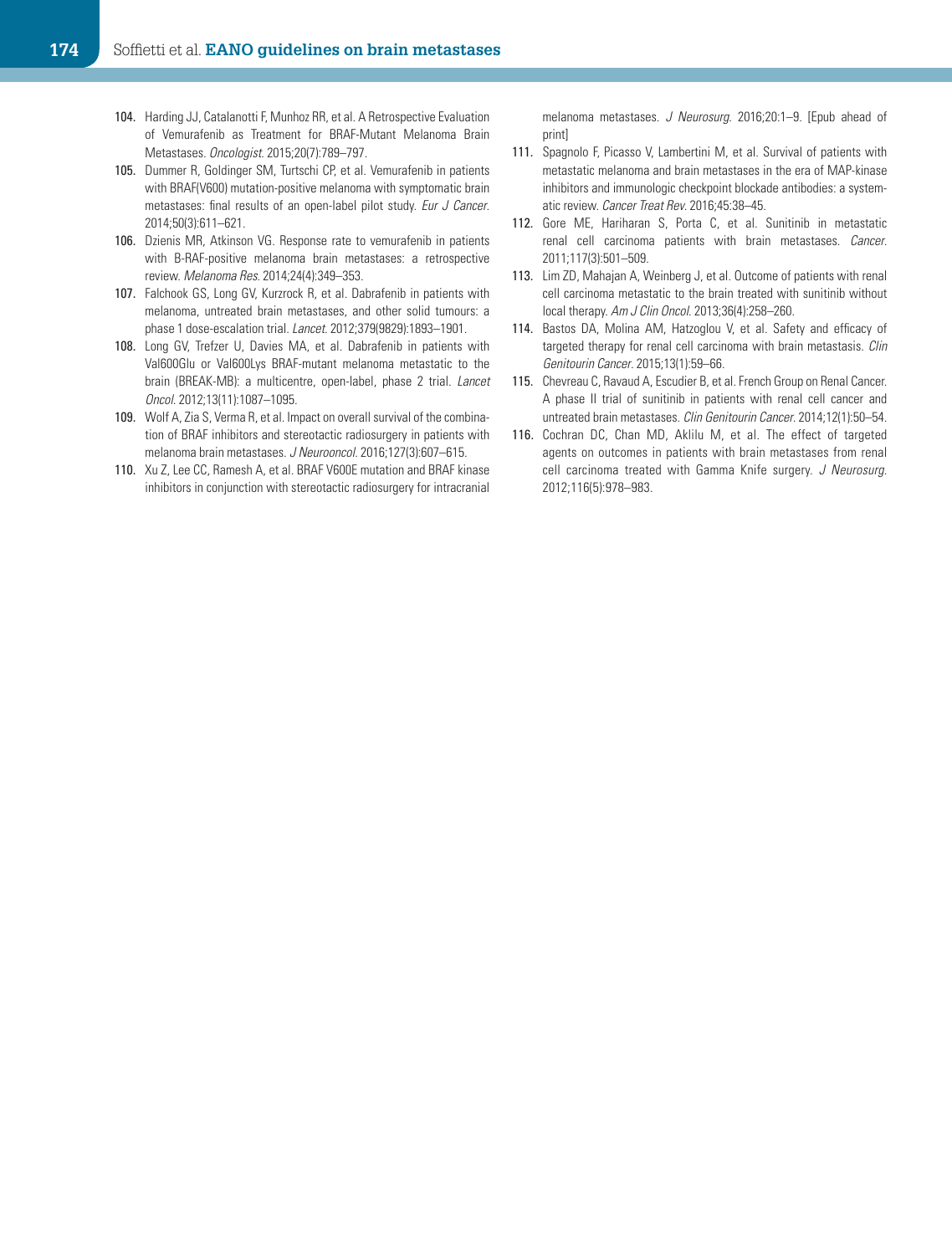104. Harding JJ, Catalanotti F, Munhoz RR, et al. A Retrospective Evaluation of Vemurafenib as Treatment for BRAF-Mutant Melanoma Brain Metastases. *Oncologist*. 2015;20(7):789–797.
105. Dummer R, Goldinger SM, Turtschi CP, et al. Vemurafenib in patients with BRAF(V600) mutation-positive melanoma with symptomatic brain metastases: final results of an open-label pilot study. *Eur J Cancer*. 2014;50(3):611–621.
106. Dzienis MR, Atkinson VG. Response rate to vemurafenib in patients with B-RAF-positive melanoma brain metastases: a retrospective review. *Melanoma Res*. 2014;24(4):349–353.
107. Falchook GS, Long GV, Kurzrock R, et al. Dabrafenib in patients with melanoma, untreated brain metastases, and other solid tumours: a phase 1 dose-escalation trial. *Lancet*. 2012;379(9829):1893–1901.
108. Long GV, Trefzer U, Davies MA, et al. Dabrafenib in patients with Val600Glu or Val600Lys BRAF-mutant melanoma metastatic to the brain (BREAK-MB): a multicentre, open-label, phase 2 trial. *Lancet Oncol*. 2012;13(11):1087–1095.
109. Wolf A, Zia S, Verma R, et al. Impact on overall survival of the combination of BRAF inhibitors and stereotactic radiosurgery in patients with melanoma brain metastases. *J Neurooncol*. 2016;127(3):607–615.
110. Xu Z, Lee CC, Ramesh A, et al. BRAF V600E mutation and BRAF kinase inhibitors in conjunction with stereotactic radiosurgery for intracranial melanoma metastases. *J Neurosurg*. 2016;20:1–9. [Epub ahead of print]
111. Spagnolo F, Picasso V, Lambertini M, et al. Survival of patients with metastatic melanoma and brain metastases in the era of MAP-kinase inhibitors and immunologic checkpoint blockade antibodies: a systematic review. *Cancer Treat Rev*. 2016;45:38–45.
112. Gore ME, Hariharan S, Porta C, et al. Sunitinib in metastatic renal cell carcinoma patients with brain metastases. *Cancer*. 2011;117(3):501–509.
113. Lim ZD, Mahajan A, Weinberg J, et al. Outcome of patients with renal cell carcinoma metastatic to the brain treated with sunitinib without local therapy. *Am J Clin Oncol*. 2013;36(4):258–260.
114. Bastos DA, Molina AM, Hatzoglou V, et al. Safety and efficacy of targeted therapy for renal cell carcinoma with brain metastasis. *Clin Genitourin Cancer*. 2015;13(1):59–66.
115. Chevreau C, Ravaud A, Escudier B, et al. French Group on Renal Cancer. A phase II trial of sunitinib in patients with renal cell cancer and untreated brain metastases. *Clin Genitourin Cancer*. 2014;12(1):50–54.
116. Cochran DC, Chan MD, Aklilu M, et al. The effect of targeted agents on outcomes in patients with brain metastases from renal cell carcinoma treated with Gamma Knife surgery. *J Neurosurg*. 2012;116(5):978–983.